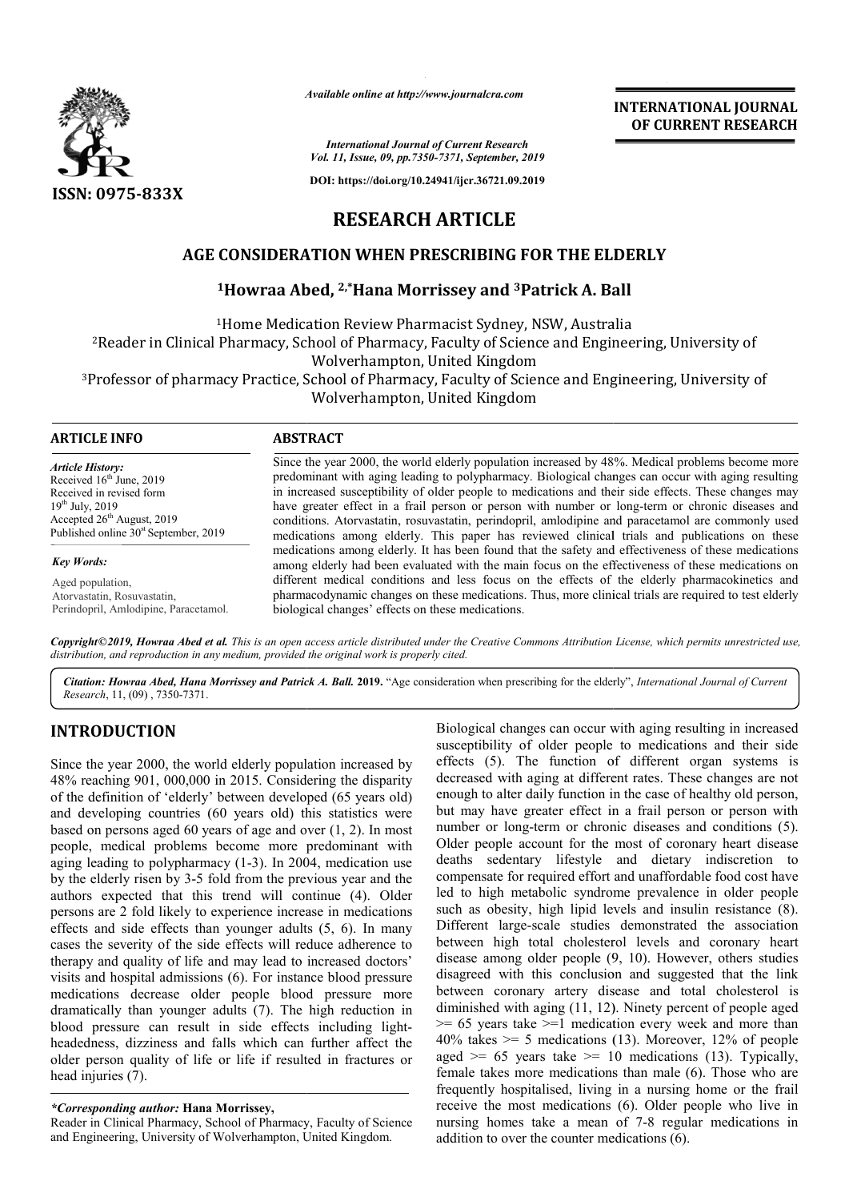*Available online at http://www.journalcra.com*

*International Journal of Current Research*
*Vol. 11, Issue, 09, pp.7350-7371, September, 2019*

**DOI: https://doi.org/10.24941/ijcr.36721.09.2019**

**ISSN: 0975-833X**

**INTERNATIONAL JOURNAL OF CURRENT RESEARCH**

# RESEARCH ARTICLE

## AGE CONSIDERATION WHEN PRESCRIBING FOR THE ELDERLY

**[1]Howraa Abed, [2,*]Hana Morrissey and [3]Patrick A. Ball**

[1]Home Medication Review Pharmacist Sydney, NSW, Australia

[2]Reader in Clinical Pharmacy, School of Pharmacy, Faculty of Science and Engineering, University of Wolverhampton, United Kingdom

[3]Professor of pharmacy Practice, School of Pharmacy, Faculty of Science and Engineering, University of Wolverhampton, United Kingdom

**ARTICLE INFO**

*Article History:*
Received 16th June, 2019
Received in revised form
19th July, 2019
Accepted 26th August, 2019
Published online 30st September, 2019

*Key Words:*
Aged population,
Atorvastatin, Rosuvastatin,
Perindopril, Amlodipine, Paracetamol.

**ABSTRACT**

Since the year 2000, the world elderly population increased by 48%. Medical problems become more predominant with aging leading to polypharmacy. Biological changes can occur with aging resulting in increased susceptibility of older people to medications and their side effects. These changes may have greater effect in a frail person or person with number or long-term or chronic diseases and conditions. Atorvastatin, rosuvastatin, perindopril, amlodipine and paracetamol are commonly used medications among elderly. This paper has reviewed clinical trials and publications on these medications among elderly. It has been found that the safety and effectiveness of these medications among elderly had been evaluated with the main focus on the effectiveness of these medications on different medical conditions and less focus on the effects of the elderly pharmacokinetics and pharmacodynamic changes on these medications. Thus, more clinical trials are required to test elderly biological changes' effects on these medications.

***Copyright©2019, Howraa Abed et al.*** *This is an open access article distributed under the Creative Commons Attribution License, which permits unrestricted use, distribution, and reproduction in any medium, provided the original work is properly cited.*

***Citation: Howraa Abed, Hana Morrissey and Patrick A. Ball.* 2019.** "Age consideration when prescribing for the elderly", *International Journal of Current Research*, 11, (09) , 7350-7371.

# INTRODUCTION

Since the year 2000, the world elderly population increased by 48% reaching 901, 000,000 in 2015. Considering the disparity of the definition of 'elderly' between developed (65 years old) and developing countries (60 years old) this statistics were based on persons aged 60 years of age and over (1, 2). In most people, medical problems become more predominant with aging leading to polypharmacy (1-3). In 2004, medication use by the elderly risen by 3-5 fold from the previous year and the authors expected that this trend will continue (4). Older persons are 2 fold likely to experience increase in medications effects and side effects than younger adults (5, 6). In many cases the severity of the side effects will reduce adherence to therapy and quality of life and may lead to increased doctors' visits and hospital admissions (6). For instance blood pressure medications decrease older people blood pressure more dramatically than younger adults (7). The high reduction in blood pressure can result in side effects including light-headedness, dizziness and falls which can further affect the older person quality of life or life if resulted in fractures or head injuries (7).

Biological changes can occur with aging resulting in increased susceptibility of older people to medications and their side effects (5). The function of different organ systems is decreased with aging at different rates. These changes are not enough to alter daily function in the case of healthy old person, but may have greater effect in a frail person or person with number or long-term or chronic diseases and conditions (5). Older people account for the most of coronary heart disease deaths sedentary lifestyle and dietary indiscretion to compensate for required effort and unaffordable food cost have led to high metabolic syndrome prevalence in older people such as obesity, high lipid levels and insulin resistance (8). Different large-scale studies demonstrated the association between high total cholesterol levels and coronary heart disease among older people (9, 10). However, others studies disagreed with this conclusion and suggested that the link between coronary artery disease and total cholesterol is diminished with aging (11, 12). Ninety percent of people aged >= 65 years take >=1 medication every week and more than 40% takes >= 5 medications (13). Moreover, 12% of people aged >= 65 years take >= 10 medications (13). Typically, female takes more medications than male (6). Those who are frequently hospitalised, living in a nursing home or the frail receive the most medications (6). Older people who live in nursing homes take a mean of 7-8 regular medications in addition to over the counter medications (6).

***Corresponding author:* Hana Morrissey,**
Reader in Clinical Pharmacy, School of Pharmacy, Faculty of Science and Engineering, University of Wolverhampton, United Kingdom.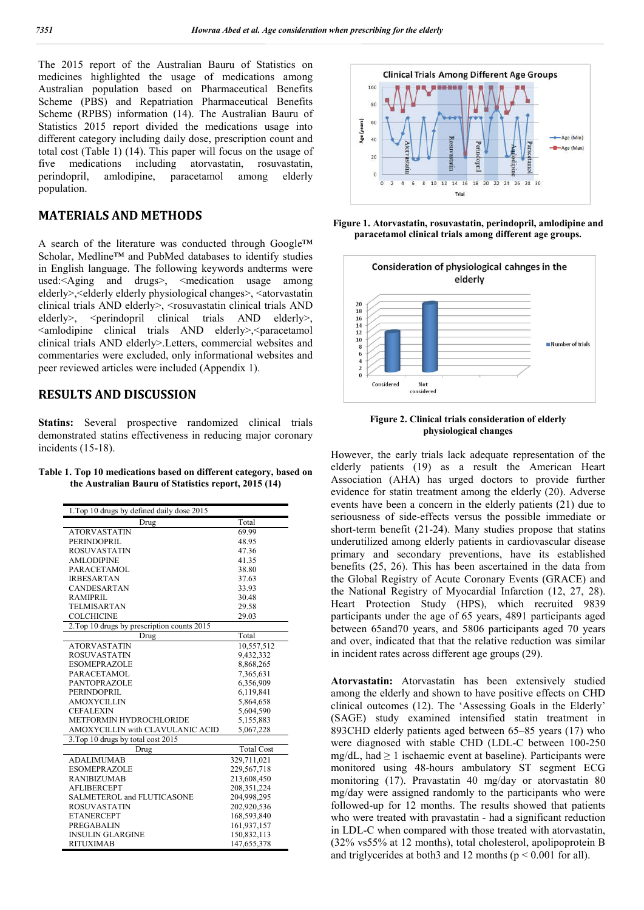The 2015 report of the Australian Bauru of Statistics on medicines highlighted the usage of medications among Australian population based on Pharmaceutical Benefits Scheme (PBS) and Repatriation Pharmaceutical Benefits Scheme (RPBS) information (14). The Australian Bauru of Statistics 2015 report divided the medications usage into different category including daily dose, prescription count and total cost (Table 1) (14). This paper will focus on the usage of five medications including atorvastatin, rosuvastatin, perindopril, amlodipine, paracetamol among elderly population.

## MATERIALS AND METHODS

A search of the literature was conducted through Google™ Scholar, Medline™ and PubMed databases to identify studies in English language. The following keywords andterms were used:<Aging and drugs>, <medication usage among elderly>,<elderly elderly physiological changes>, <atorvastatin clinical trials AND elderly>, <rosuvastatin clinical trials AND elderly>, <perindopril clinical trials AND elderly>, <amlodipine clinical trials AND elderly>,<paracetamol clinical trials AND elderly>.Letters, commercial websites and commentaries were excluded, only informational websites and peer reviewed articles were included (Appendix 1).

## RESULTS AND DISCUSSION

**Statins:** Several prospective randomized clinical trials demonstrated statins effectiveness in reducing major coronary incidents (15-18).

**Table 1. Top 10 medications based on different category, based on the Australian Bauru of Statistics report, 2015 (14)**

| 1.Top 10 drugs by defined daily dose 2015 | |
|---|---|
| Drug | Total |
| ATORVASTATIN | 69.99 |
| PERINDOPRIL | 48.95 |
| ROSUVASTATIN | 47.36 |
| AMLODIPINE | 41.35 |
| PARACETAMOL | 38.80 |
| IRBESARTAN | 37.63 |
| CANDESARTAN | 33.93 |
| RAMIPRIL | 30.48 |
| TELMISARTAN | 29.58 |
| COLCHICINE | 29.03 |
| **2.Top 10 drugs by prescription counts 2015** | |
| Drug | Total |
| ATORVASTATIN | 10,557,512 |
| ROSUVASTATIN | 9,432,332 |
| ESOMEPRAZOLE | 8,868,265 |
| PARACETAMOL | 7,365,631 |
| PANTOPRAZOLE | 6,356,909 |
| PERINDOPRIL | 6,119,841 |
| AMOXYCILLIN | 5,864,658 |
| CEFALEXIN | 5,604,590 |
| METFORMIN HYDROCHLORIDE | 5,155,883 |
| AMOXYCILLIN with CLAVULANIC ACID | 5,067,228 |
| **3.Top 10 drugs by total cost 2015** | |
| Drug | Total Cost |
| ADALIMUMAB | 329,711,021 |
| ESOMEPRAZOLE | 229,567,718 |
| RANIBIZUMAB | 213,608,450 |
| AFLIBERCEPT | 208,351,224 |
| SALMETEROL and FLUTICASONE | 204,998,295 |
| ROSUVASTATIN | 202,920,536 |
| ETANERCEPT | 168,593,840 |
| PREGABALIN | 161,937,157 |
| INSULIN GLARGINE | 150,832,113 |
| RITUXIMAB | 147,655,378 |

**Figure 1. Atorvastatin, rosuvastatin, perindopril, amlodipine and paracetamol clinical trials among different age groups.**

**Figure 2. Clinical trials consideration of elderly physiological changes**

However, the early trials lack adequate representation of the elderly patients (19) as a result the American Heart Association (AHA) has urged doctors to provide further evidence for statin treatment among the elderly (20). Adverse events have been a concern in the elderly patients (21) due to seriousness of side-effects versus the possible immediate or short-term benefit (21-24). Many studies propose that statins underutilized among elderly patients in cardiovascular disease primary and secondary preventions, have its established benefits (25, 26). This has been ascertained in the data from the Global Registry of Acute Coronary Events (GRACE) and the National Registry of Myocardial Infarction (12, 27, 28). Heart Protection Study (HPS), which recruited 9839 participants under the age of 65 years, 4891 participants aged between 65and70 years, and 5806 participants aged 70 years and over, indicated that that the relative reduction was similar in incident rates across different age groups (29).

**Atorvastatin:** Atorvastatin has been extensively studied among the elderly and shown to have positive effects on CHD clinical outcomes (12). The 'Assessing Goals in the Elderly' (SAGE) study examined intensified statin treatment in 893CHD elderly patients aged between 65–85 years (17) who were diagnosed with stable CHD (LDL-C between 100-250 mg/dL, had $\geq$ 1 ischaemic event at baseline). Participants were monitored using 48-hours ambulatory ST segment ECG monitoring (17). Pravastatin 40 mg/day or atorvastatin 80 mg/day were assigned randomly to the participants who were followed-up for 12 months. The results showed that patients who were treated with pravastatin - had a significant reduction in LDL-C when compared with those treated with atorvastatin, (32% vs55% at 12 months), total cholesterol, apolipoprotein B and triglycerides at both3 and 12 months ($p < 0.001$ for all).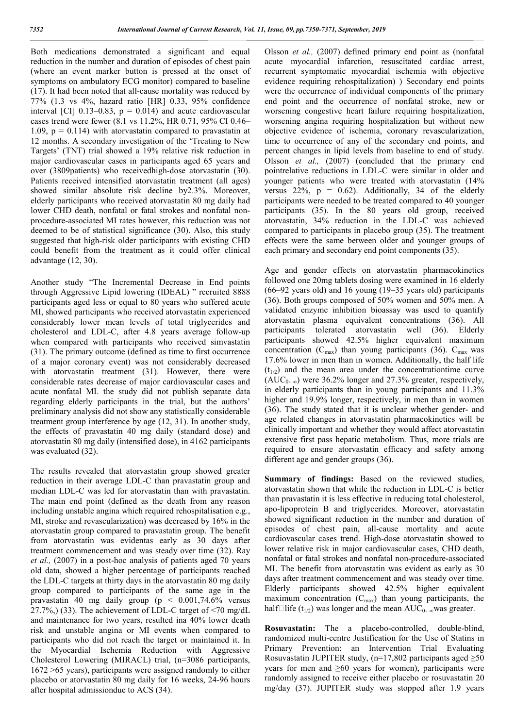Both medications demonstrated a significant and equal reduction in the number and duration of episodes of chest pain (where an event marker button is pressed at the onset of symptoms on ambulatory ECG monitor) compared to baseline (17). It had been noted that all-cause mortality was reduced by 77% (1.3 vs 4%, hazard ratio [HR] 0.33, 95% confidence interval [CI] 0.13–0.83, p = 0.014) and acute cardiovascular cases trend were fewer (8.1 vs 11.2%, HR 0.71, 95% CI 0.46–1.09, p = 0.114) with atorvastatin compared to pravastatin at 12 months. A secondary investigation of the 'Treating to New Targets' (TNT) trial showed a 19% relative risk reduction in major cardiovascular cases in participants aged 65 years and over (3809patients) who receivedhigh-dose atorvastatin (30). Patients received intensified atorvastatin treatment (all ages) showed similar absolute risk decline by2.3%. Moreover, elderly participants who received atorvastatin 80 mg daily had lower CHD death, nonfatal or fatal strokes and nonfatal non-procedure-associated MI rates however, this reduction was not deemed to be of statistical significance (30). Also, this study suggested that high-risk older participants with existing CHD could benefit from the treatment as it could offer clinical advantage (12, 30).

Another study "The Incremental Decrease in End points through Aggressive Lipid lowering (IDEAL) " recruited 8888 participants aged less or equal to 80 years who suffered acute MI, showed participants who received atorvastatin experienced considerably lower mean levels of total triglycerides and cholesterol and LDL-C, after 4.8 years average follow-up when compared with participants who received simvastatin (31). The primary outcome (defined as time to first occurrence of a major coronary event) was not considerably decreased with atorvastatin treatment (31). However, there were considerable rates decrease of major cardiovascular cases and acute nonfatal MI. the study did not publish separate data regarding elderly participants in the trial, but the authors' preliminary analysis did not show any statistically considerable treatment group interference by age (12, 31). In another study, the effects of pravastatin 40 mg daily (standard dose) and atorvastatin 80 mg daily (intensified dose), in 4162 participants was evaluated (32).

The results revealed that atorvastatin group showed greater reduction in their average LDL-C than pravastatin group and median LDL-C was led for atorvastatin than with pravastatin. The main end point (defined as the death from any reason including unstable angina which required rehospitalisation e.g., MI, stroke and revascularization) was decreased by 16% in the atorvastatin group compared to pravastatin group. The benefit from atorvastatin was evidentas early as 30 days after treatment commencement and was steady over time (32). Ray *et al.,* (2007) in a post-hoc analysis of patients aged 70 years old data, showed a higher percentage of participants reached the LDL-C targets at thirty days in the atorvastatin 80 mg daily group compared to participants of the same age in the pravastatin 40 mg daily group ($p < 0.001$,74.6% versus 27.7%,) (33). The achievement of LDL-C target of <70 mg/dL and maintenance for two years, resulted ina 40% lower death risk and unstable angina or MI events when compared to participants who did not reach the target or maintained it. In the Myocardial Ischemia Reduction with Aggressive Cholesterol Lowering (MIRACL) trial, (n=3086 participants, 1672 >65 years), participants were assigned randomly to either placebo or atorvastatin 80 mg daily for 16 weeks, 24-96 hours after hospital admissiondue to ACS (34).

Olsson *et al.,* (2007) defined primary end point as (nonfatal acute myocardial infarction, resuscitated cardiac arrest, recurrent symptomatic myocardial ischemia with objective evidence requiring rehospitalization) ) Secondary end points were the occurrence of individual components of the primary end point and the occurrence of nonfatal stroke, new or worsening congestive heart failure requiring hospitalization, worsening angina requiring hospitalization but without new objective evidence of ischemia, coronary revascularization, time to occurrence of any of the secondary end points, and percent changes in lipid levels from baseline to end of study. Olsson *et al.,* (2007) (concluded that the primary end pointrelative reductions in LDL-C were similar in older and younger patients who were treated with atorvastatin (14% versus 22%, p = 0.62). Additionally, 34 of the elderly participants were needed to be treated compared to 40 younger participants (35). In the 80 years old group, received atorvastatin, 34% reduction in the LDL-C was achieved compared to participants in placebo group (35). The treatment effects were the same between older and younger groups of each primary and secondary end point components (35).

Age and gender effects on atorvastatin pharmacokinetics followed one 20mg tablets dosing were examined in 16 elderly (66–92 years old) and 16 young (19–35 years old) participants (36). Both groups composed of 50% women and 50% men. A validated enzyme inhibition bioassay was used to quantify atorvastatin plasma equivalent concentrations (36). All participants tolerated atorvastatin well (36). Elderly participants showed 42.5% higher equivalent maximum concentration ($C_{max}$) than young participants (36). $C_{max}$ was 17.6% lower in men than in women. Additionally, the half life ($t_{1/2}$) and the mean area under the concentrationtime curve ($AUC_{0-\infty}$) were 36.2% longer and 27.3% greater, respectively, in elderly participants than in young participants and 11.3% higher and 19.9% longer, respectively, in men than in women (36). The study stated that it is unclear whether gender- and age related changes in atorvastatin pharmacokinetics will be clinically important and whether they would affect atorvastatin extensive first pass hepatic metabolism. Thus, more trials are required to ensure atorvastatin efficacy and safety among different age and gender groups (36).

**Summary of findings:** Based on the reviewed studies, atorvastatin shown that while the reduction in LDL-C is better than pravastatin it is less effective in reducing total cholesterol, apo-lipoprotein B and triglycerides. Moreover, atorvastatin showed significant reduction in the number and duration of episodes of chest pain, all-cause mortality and acute cardiovascular cases trend. High-dose atorvastatin showed to lower relative risk in major cardiovascular cases, CHD death, nonfatal or fatal strokes and nonfatal non-procedure-associated MI. The benefit from atorvastatin was evident as early as 30 days after treatment commencement and was steady over time. Elderly participants showed 42.5% higher equivalent maximum concentration ($C_{max}$) than young participants, the half□life ($t_{1/2}$) was longer and the mean $AUC_{0-\infty}$was greater.

**Rosuvastatin:** The a placebo-controlled, double-blind, randomized multi-centre Justification for the Use of Statins in Primary Prevention: an Intervention Trial Evaluating Rosuvastatin JUPITER study, (n=17,802 participants aged ≥50 years for men and ≥60 years for women), participants were randomly assigned to receive either placebo or rosuvastatin 20 mg/day (37). JUPITER study was stopped after 1.9 years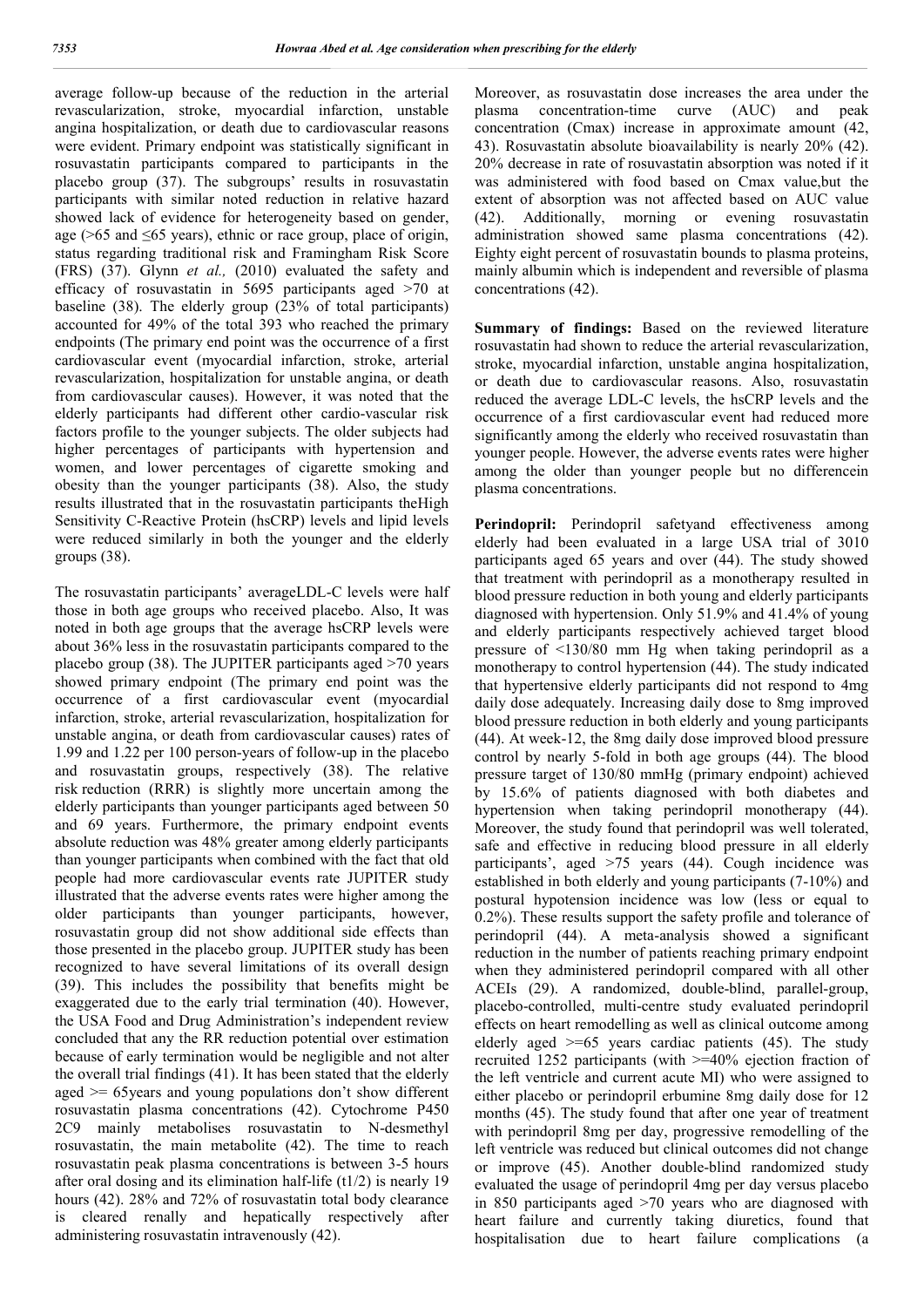average follow-up because of the reduction in the arterial revascularization, stroke, myocardial infarction, unstable angina hospitalization, or death due to cardiovascular reasons were evident. Primary endpoint was statistically significant in rosuvastatin participants compared to participants in the placebo group (37). The subgroups' results in rosuvastatin participants with similar noted reduction in relative hazard showed lack of evidence for heterogeneity based on gender, age (>65 and ≤65 years), ethnic or race group, place of origin, status regarding traditional risk and Framingham Risk Score (FRS) (37). Glynn *et al.,* (2010) evaluated the safety and efficacy of rosuvastatin in 5695 participants aged >70 at baseline (38). The elderly group (23% of total participants) accounted for 49% of the total 393 who reached the primary endpoints (The primary end point was the occurrence of a first cardiovascular event (myocardial infarction, stroke, arterial revascularization, hospitalization for unstable angina, or death from cardiovascular causes). However, it was noted that the elderly participants had different other cardio-vascular risk factors profile to the younger subjects. The older subjects had higher percentages of participants with hypertension and women, and lower percentages of cigarette smoking and obesity than the younger participants (38). Also, the study results illustrated that in the rosuvastatin participants theHigh Sensitivity C-Reactive Protein (hsCRP) levels and lipid levels were reduced similarly in both the younger and the elderly groups (38).

The rosuvastatin participants' averageLDL-C levels were half those in both age groups who received placebo. Also, It was noted in both age groups that the average hsCRP levels were about 36% less in the rosuvastatin participants compared to the placebo group (38). The JUPITER participants aged >70 years showed primary endpoint (The primary end point was the occurrence of a first cardiovascular event (myocardial infarction, stroke, arterial revascularization, hospitalization for unstable angina, or death from cardiovascular causes) rates of 1.99 and 1.22 per 100 person-years of follow-up in the placebo and rosuvastatin groups, respectively (38). The relative risk reduction (RRR) is slightly more uncertain among the elderly participants than younger participants aged between 50 and 69 years. Furthermore, the primary endpoint events absolute reduction was 48% greater among elderly participants than younger participants when combined with the fact that old people had more cardiovascular events rate JUPITER study illustrated that the adverse events rates were higher among the older participants than younger participants, however, rosuvastatin group did not show additional side effects than those presented in the placebo group. JUPITER study has been recognized to have several limitations of its overall design (39). This includes the possibility that benefits might be exaggerated due to the early trial termination (40). However, the USA Food and Drug Administration's independent review concluded that any the RR reduction potential over estimation because of early termination would be negligible and not alter the overall trial findings (41). It has been stated that the elderly aged >= 65years and young populations don't show different rosuvastatin plasma concentrations (42). Cytochrome P450 2C9 mainly metabolises rosuvastatin to N-desmethyl rosuvastatin, the main metabolite (42). The time to reach rosuvastatin peak plasma concentrations is between 3-5 hours after oral dosing and its elimination half-life (t1/2) is nearly 19 hours (42). 28% and 72% of rosuvastatin total body clearance is cleared renally and hepatically respectively after administering rosuvastatin intravenously (42).

Moreover, as rosuvastatin dose increases the area under the plasma concentration-time curve (AUC) and peak concentration (Cmax) increase in approximate amount (42, 43). Rosuvastatin absolute bioavailability is nearly 20% (42). 20% decrease in rate of rosuvastatin absorption was noted if it was administered with food based on Cmax value,but the extent of absorption was not affected based on AUC value (42). Additionally, morning or evening rosuvastatin administration showed same plasma concentrations (42). Eighty eight percent of rosuvastatin bounds to plasma proteins, mainly albumin which is independent and reversible of plasma concentrations (42).

**Summary of findings:** Based on the reviewed literature rosuvastatin had shown to reduce the arterial revascularization, stroke, myocardial infarction, unstable angina hospitalization, or death due to cardiovascular reasons. Also, rosuvastatin reduced the average LDL-C levels, the hsCRP levels and the occurrence of a first cardiovascular event had reduced more significantly among the elderly who received rosuvastatin than younger people. However, the adverse events rates were higher among the older than younger people but no differencein plasma concentrations.

**Perindopril:** Perindopril safetyand effectiveness among elderly had been evaluated in a large USA trial of 3010 participants aged 65 years and over (44). The study showed that treatment with perindopril as a monotherapy resulted in blood pressure reduction in both young and elderly participants diagnosed with hypertension. Only 51.9% and 41.4% of young and elderly participants respectively achieved target blood pressure of <130/80 mm Hg when taking perindopril as a monotherapy to control hypertension (44). The study indicated that hypertensive elderly participants did not respond to 4mg daily dose adequately. Increasing daily dose to 8mg improved blood pressure reduction in both elderly and young participants (44). At week-12, the 8mg daily dose improved blood pressure control by nearly 5-fold in both age groups (44). The blood pressure target of 130/80 mmHg (primary endpoint) achieved by 15.6% of patients diagnosed with both diabetes and hypertension when taking perindopril monotherapy (44). Moreover, the study found that perindopril was well tolerated, safe and effective in reducing blood pressure in all elderly participants', aged >75 years (44). Cough incidence was established in both elderly and young participants (7-10%) and postural hypotension incidence was low (less or equal to 0.2%). These results support the safety profile and tolerance of perindopril (44). A meta-analysis showed a significant reduction in the number of patients reaching primary endpoint when they administered perindopril compared with all other ACEIs (29). A randomized, double-blind, parallel-group, placebo-controlled, multi-centre study evaluated perindopril effects on heart remodelling as well as clinical outcome among elderly aged >=65 years cardiac patients (45). The study recruited 1252 participants (with >=40% ejection fraction of the left ventricle and current acute MI) who were assigned to either placebo or perindopril erbumine 8mg daily dose for 12 months (45). The study found that after one year of treatment with perindopril 8mg per day, progressive remodelling of the left ventricle was reduced but clinical outcomes did not change or improve (45). Another double-blind randomized study evaluated the usage of perindopril 4mg per day versus placebo in 850 participants aged >70 years who are diagnosed with heart failure and currently taking diuretics, found that hospitalisation due to heart failure complications (a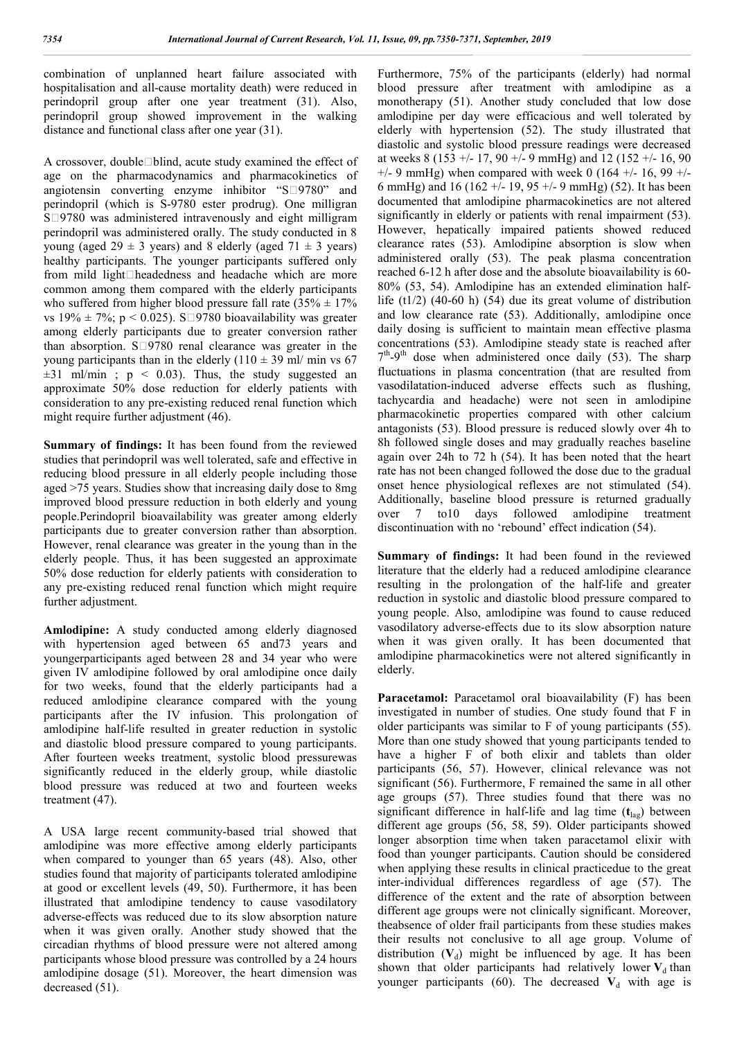combination of unplanned heart failure associated with hospitalisation and all-cause mortality death) were reduced in perindopril group after one year treatment (31). Also, perindopril group showed improvement in the walking distance and functional class after one year (31).

A crossover, double□blind, acute study examined the effect of age on the pharmacodynamics and pharmacokinetics of angiotensin converting enzyme inhibitor "S□9780" and perindopril (which is S-9780 ester prodrug). One milligran S□9780 was administered intravenously and eight milligram perindopril was administered orally. The study conducted in 8 young (aged $29 \pm 3$ years) and 8 elderly (aged $71 \pm 3$ years) healthy participants. The younger participants suffered only from mild light□headedness and headache which are more common among them compared with the elderly participants who suffered from higher blood pressure fall rate ($35\% \pm 17\%$ vs $19\% \pm 7\%$; $p < 0.025$). S□9780 bioavailability was greater among elderly participants due to greater conversion rather than absorption. S□9780 renal clearance was greater in the young participants than in the elderly ($110 \pm 39$ ml/ min vs 67 $\pm 31$ ml/min ; $p < 0.03$). Thus, the study suggested an approximate 50% dose reduction for elderly patients with consideration to any pre-existing reduced renal function which might require further adjustment (46).

**Summary of findings:** It has been found from the reviewed studies that perindopril was well tolerated, safe and effective in reducing blood pressure in all elderly people including those aged >75 years. Studies show that increasing daily dose to 8mg improved blood pressure reduction in both elderly and young people.Perindopril bioavailability was greater among elderly participants due to greater conversion rather than absorption. However, renal clearance was greater in the young than in the elderly people. Thus, it has been suggested an approximate 50% dose reduction for elderly patients with consideration to any pre-existing reduced renal function which might require further adjustment.

**Amlodipine:** A study conducted among elderly diagnosed with hypertension aged between 65 and73 years and youngerparticipants aged between 28 and 34 year who were given IV amlodipine followed by oral amlodipine once daily for two weeks, found that the elderly participants had a reduced amlodipine clearance compared with the young participants after the IV infusion. This prolongation of amlodipine half-life resulted in greater reduction in systolic and diastolic blood pressure compared to young participants. After fourteen weeks treatment, systolic blood pressurewas significantly reduced in the elderly group, while diastolic blood pressure was reduced at two and fourteen weeks treatment (47).

A USA large recent community-based trial showed that amlodipine was more effective among elderly participants when compared to younger than 65 years (48). Also, other studies found that majority of participants tolerated amlodipine at good or excellent levels (49, 50). Furthermore, it has been illustrated that amlodipine tendency to cause vasodilatory adverse-effects was reduced due to its slow absorption nature when it was given orally. Another study showed that the circadian rhythms of blood pressure were not altered among participants whose blood pressure was controlled by a 24 hours amlodipine dosage (51). Moreover, the heart dimension was decreased (51).

Furthermore, 75% of the participants (elderly) had normal blood pressure after treatment with amlodipine as a monotherapy (51). Another study concluded that low dose amlodipine per day were efficacious and well tolerated by elderly with hypertension (52). The study illustrated that diastolic and systolic blood pressure readings were decreased at weeks 8 (153 +/- 17, 90 +/- 9 mmHg) and 12 (152 +/- 16, 90 +/- 9 mmHg) when compared with week 0 (164 +/- 16, 99 +/- 6 mmHg) and 16 (162 +/- 19, 95 +/- 9 mmHg) (52). It has been documented that amlodipine pharmacokinetics are not altered significantly in elderly or patients with renal impairment (53). However, hepatically impaired patients showed reduced clearance rates (53). Amlodipine absorption is slow when administered orally (53). The peak plasma concentration reached 6-12 h after dose and the absolute bioavailability is 60-80% (53, 54). Amlodipine has an extended elimination half-life ($t_{1/2}$) (40-60 h) (54) due its great volume of distribution and low clearance rate (53). Additionally, amlodipine once daily dosing is sufficient to maintain mean effective plasma concentrations (53). Amlodipine steady state is reached after $7^{th}$-$9^{th}$ dose when administered once daily (53). The sharp fluctuations in plasma concentration (that are resulted from vasodilatation-induced adverse effects such as flushing, tachycardia and headache) were not seen in amlodipine pharmacokinetic properties compared with other calcium antagonists (53). Blood pressure is reduced slowly over 4h to 8h followed single doses and may gradually reaches baseline again over 24h to 72 h (54). It has been noted that the heart rate has not been changed followed the dose due to the gradual onset hence physiological reflexes are not stimulated (54). Additionally, baseline blood pressure is returned gradually over 7 to10 days followed amlodipine treatment discontinuation with no 'rebound' effect indication (54).

**Summary of findings:** It had been found in the reviewed literature that the elderly had a reduced amlodipine clearance resulting in the prolongation of the half-life and greater reduction in systolic and diastolic blood pressure compared to young people. Also, amlodipine was found to cause reduced vasodilatory adverse-effects due to its slow absorption nature when it was given orally. It has been documented that amlodipine pharmacokinetics were not altered significantly in elderly.

**Paracetamol:** Paracetamol oral bioavailability (F) has been investigated in number of studies. One study found that F in older participants was similar to F of young participants (55). More than one study showed that young participants tended to have a higher F of both elixir and tablets than older participants (56, 57). However, clinical relevance was not significant (56). Furthermore, F remained the same in all other age groups (57). Three studies found that there was no significant difference in half-life and lag time ($t_{lag}$) between different age groups (56, 58, 59). Older participants showed longer absorption time when taken paracetamol elixir with food than younger participants. Caution should be considered when applying these results in clinical practicedue to the great inter-individual differences regardless of age (57). The difference of the extent and the rate of absorption between different age groups were not clinically significant. Moreover, theabsence of older frail participants from these studies makes their results not conclusive to all age group. Volume of distribution ($V_d$) might be influenced by age. It has been shown that older participants had relatively lower $V_d$ than younger participants (60). The decreased $V_d$ with age is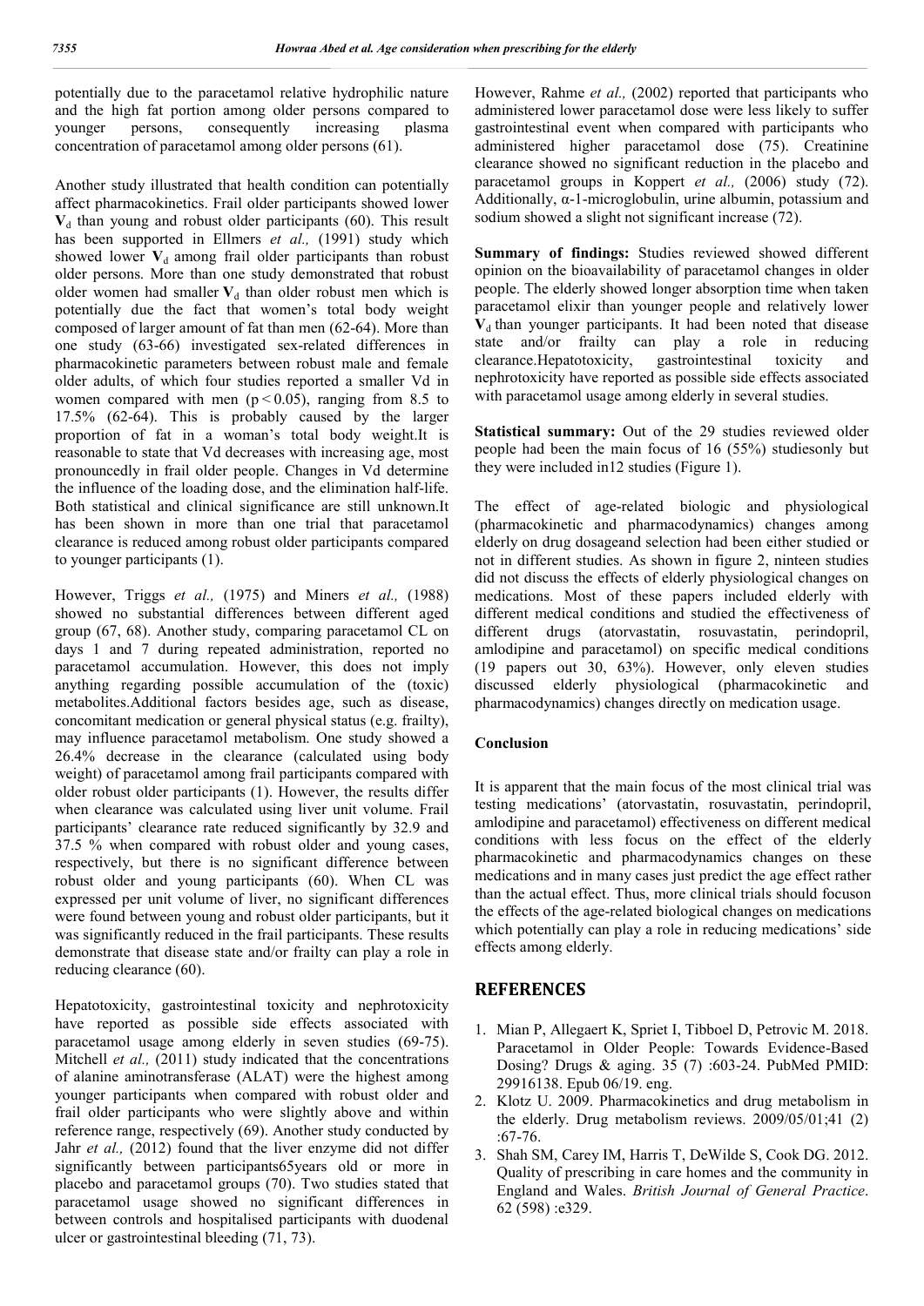potentially due to the paracetamol relative hydrophilic nature and the high fat portion among older persons compared to younger persons, consequently increasing plasma concentration of paracetamol among older persons (61).

Another study illustrated that health condition can potentially affect pharmacokinetics. Frail older participants showed lower $\mathbf{V}_d$ than young and robust older participants (60). This result has been supported in Ellmers *et al.,* (1991) study which showed lower $\mathbf{V}_d$ among frail older participants than robust older persons. More than one study demonstrated that robust older women had smaller $\mathbf{V}_d$ than older robust men which is potentially due the fact that women's total body weight composed of larger amount of fat than men (62-64). More than one study (63-66) investigated sex-related differences in pharmacokinetic parameters between robust male and female older adults, of which four studies reported a smaller Vd in women compared with men ($p < 0.05$), ranging from 8.5 to 17.5% (62-64). This is probably caused by the larger proportion of fat in a woman's total body weight.It is reasonable to state that Vd decreases with increasing age, most pronouncedly in frail older people. Changes in Vd determine the influence of the loading dose, and the elimination half-life. Both statistical and clinical significance are still unknown.It has been shown in more than one trial that paracetamol clearance is reduced among robust older participants compared to younger participants (1).

However, Triggs *et al.,* (1975) and Miners *et al.,* (1988) showed no substantial differences between different aged group (67, 68). Another study, comparing paracetamol CL on days 1 and 7 during repeated administration, reported no paracetamol accumulation. However, this does not imply anything regarding possible accumulation of the (toxic) metabolites.Additional factors besides age, such as disease, concomitant medication or general physical status (e.g. frailty), may influence paracetamol metabolism. One study showed a 26.4% decrease in the clearance (calculated using body weight) of paracetamol among frail participants compared with older robust older participants (1). However, the results differ when clearance was calculated using liver unit volume. Frail participants' clearance rate reduced significantly by 32.9 and 37.5 % when compared with robust older and young cases, respectively, but there is no significant difference between robust older and young participants (60). When CL was expressed per unit volume of liver, no significant differences were found between young and robust older participants, but it was significantly reduced in the frail participants. These results demonstrate that disease state and/or frailty can play a role in reducing clearance (60).

Hepatotoxicity, gastrointestinal toxicity and nephrotoxicity have reported as possible side effects associated with paracetamol usage among elderly in seven studies (69-75). Mitchell *et al.,* (2011) study indicated that the concentrations of alanine aminotransferase (ALAT) were the highest among younger participants when compared with robust older and frail older participants who were slightly above and within reference range, respectively (69). Another study conducted by Jahr *et al.,* (2012) found that the liver enzyme did not differ significantly between participants65years old or more in placebo and paracetamol groups (70). Two studies stated that paracetamol usage showed no significant differences in between controls and hospitalised participants with duodenal ulcer or gastrointestinal bleeding (71, 73).

However, Rahme *et al.,* (2002) reported that participants who administered lower paracetamol dose were less likely to suffer gastrointestinal event when compared with participants who administered higher paracetamol dose (75). Creatinine clearance showed no significant reduction in the placebo and paracetamol groups in Koppert *et al.,* (2006) study (72). Additionally, α-1-microglobulin, urine albumin, potassium and sodium showed a slight not significant increase (72).

**Summary of findings:** Studies reviewed showed different opinion on the bioavailability of paracetamol changes in older people. The elderly showed longer absorption time when taken paracetamol elixir than younger people and relatively lower $\mathbf{V}_d$ than younger participants. It had been noted that disease state and/or frailty can play a role in reducing clearance.Hepatotoxicity, gastrointestinal toxicity and nephrotoxicity have reported as possible side effects associated with paracetamol usage among elderly in several studies.

**Statistical summary:** Out of the 29 studies reviewed older people had been the main focus of 16 (55%) studiesonly but they were included in12 studies (Figure 1).

The effect of age-related biologic and physiological (pharmacokinetic and pharmacodynamics) changes among elderly on drug dosageand selection had been either studied or not in different studies. As shown in figure 2, ninteen studies did not discuss the effects of elderly physiological changes on medications. Most of these papers included elderly with different medical conditions and studied the effectiveness of different drugs (atorvastatin, rosuvastatin, perindopril, amlodipine and paracetamol) on specific medical conditions (19 papers out 30, 63%). However, only eleven studies discussed elderly physiological (pharmacokinetic and pharmacodynamics) changes directly on medication usage.

## Conclusion

It is apparent that the main focus of the most clinical trial was testing medications' (atorvastatin, rosuvastatin, perindopril, amlodipine and paracetamol) effectiveness on different medical conditions with less focus on the effect of the elderly pharmacokinetic and pharmacodynamics changes on these medications and in many cases just predict the age effect rather than the actual effect. Thus, more clinical trials should focuson the effects of the age-related biological changes on medications which potentially can play a role in reducing medications' side effects among elderly.

## REFERENCES

1. Mian P, Allegaert K, Spriet I, Tibboel D, Petrovic M. 2018. Paracetamol in Older People: Towards Evidence-Based Dosing? Drugs & aging. 35 (7) :603-24. PubMed PMID: 29916138. Epub 06/19. eng.
2. Klotz U. 2009. Pharmacokinetics and drug metabolism in the elderly. Drug metabolism reviews. 2009/05/01;41 (2) :67-76.
3. Shah SM, Carey IM, Harris T, DeWilde S, Cook DG. 2012. Quality of prescribing in care homes and the community in England and Wales. *British Journal of General Practice*. 62 (598) :e329.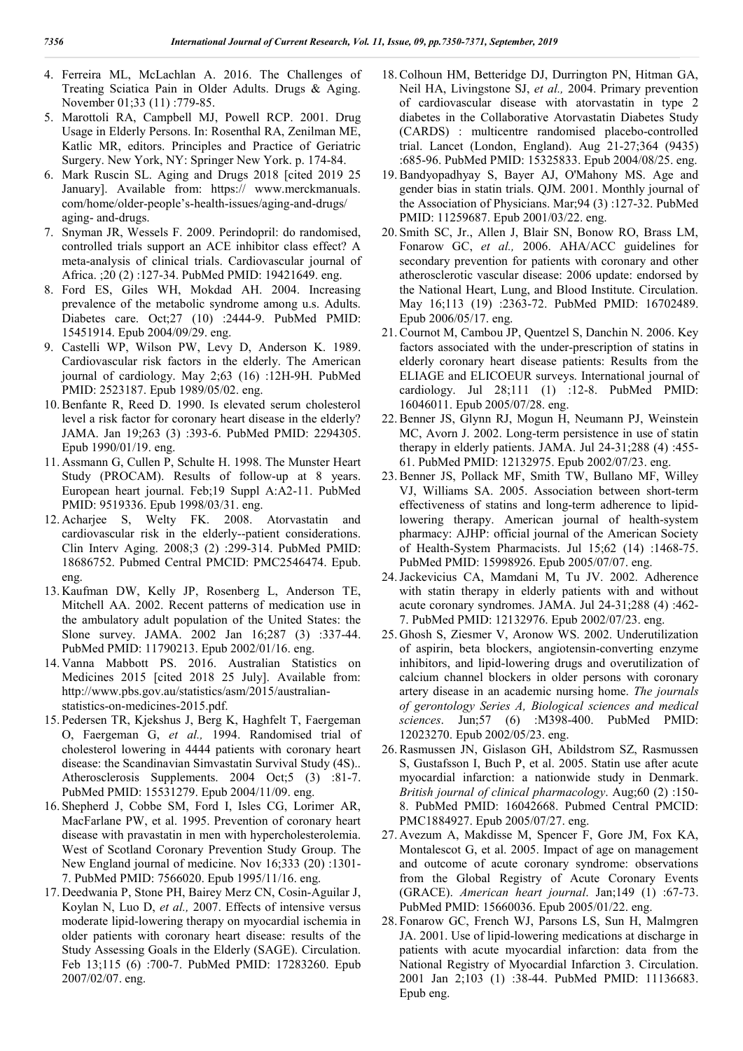4. Ferreira ML, McLachlan A. 2016. The Challenges of Treating Sciatica Pain in Older Adults. Drugs & Aging. November 01;33 (11) :779-85.
5. Marottoli RA, Campbell MJ, Powell RCP. 2001. Drug Usage in Elderly Persons. In: Rosenthal RA, Zenilman ME, Katlic MR, editors. Principles and Practice of Geriatric Surgery. New York, NY: Springer New York. p. 174-84.
6. Mark Ruscin SL. Aging and Drugs 2018 [cited 2019 25 January]. Available from: https:// www.merckmanuals. com/home/older-people's-health-issues/aging-and-drugs/ aging- and-drugs.
7. Snyman JR, Wessels F. 2009. Perindopril: do randomised, controlled trials support an ACE inhibitor class effect? A meta-analysis of clinical trials. Cardiovascular journal of Africa. ;20 (2) :127-34. PubMed PMID: 19421649. eng.
8. Ford ES, Giles WH, Mokdad AH. 2004. Increasing prevalence of the metabolic syndrome among u.s. Adults. Diabetes care. Oct;27 (10) :2444-9. PubMed PMID: 15451914. Epub 2004/09/29. eng.
9. Castelli WP, Wilson PW, Levy D, Anderson K. 1989. Cardiovascular risk factors in the elderly. The American journal of cardiology. May 2;63 (16) :12H-9H. PubMed PMID: 2523187. Epub 1989/05/02. eng.
10. Benfante R, Reed D. 1990. Is elevated serum cholesterol level a risk factor for coronary heart disease in the elderly? JAMA. Jan 19;263 (3) :393-6. PubMed PMID: 2294305. Epub 1990/01/19. eng.
11. Assmann G, Cullen P, Schulte H. 1998. The Munster Heart Study (PROCAM). Results of follow-up at 8 years. European heart journal. Feb;19 Suppl A:A2-11. PubMed PMID: 9519336. Epub 1998/03/31. eng.
12. Acharjee S, Welty FK. 2008. Atorvastatin and cardiovascular risk in the elderly--patient considerations. Clin Interv Aging. 2008;3 (2) :299-314. PubMed PMID: 18686752. Pubmed Central PMCID: PMC2546474. Epub. eng.
13. Kaufman DW, Kelly JP, Rosenberg L, Anderson TE, Mitchell AA. 2002. Recent patterns of medication use in the ambulatory adult population of the United States: the Slone survey. JAMA. 2002 Jan 16;287 (3) :337-44. PubMed PMID: 11790213. Epub 2002/01/16. eng.
14. Vanna Mabbott PS. 2016. Australian Statistics on Medicines 2015 [cited 2018 25 July]. Available from: http://www.pbs.gov.au/statistics/asm/2015/australian-statistics-on-medicines-2015.pdf.
15. Pedersen TR, Kjekshus J, Berg K, Haghfelt T, Faergeman O, Faergeman G, *et al.,* 1994. Randomised trial of cholesterol lowering in 4444 patients with coronary heart disease: the Scandinavian Simvastatin Survival Study (4S).. Atherosclerosis Supplements. 2004 Oct;5 (3) :81-7. PubMed PMID: 15531279. Epub 2004/11/09. eng.
16. Shepherd J, Cobbe SM, Ford I, Isles CG, Lorimer AR, MacFarlane PW, et al. 1995. Prevention of coronary heart disease with pravastatin in men with hypercholesterolemia. West of Scotland Coronary Prevention Study Group. The New England journal of medicine. Nov 16;333 (20) :1301-7. PubMed PMID: 7566020. Epub 1995/11/16. eng.
17. Deedwania P, Stone PH, Bairey Merz CN, Cosin-Aguilar J, Koylan N, Luo D, *et al.,* 2007. Effects of intensive versus moderate lipid-lowering therapy on myocardial ischemia in older patients with coronary heart disease: results of the Study Assessing Goals in the Elderly (SAGE). Circulation. Feb 13;115 (6) :700-7. PubMed PMID: 17283260. Epub 2007/02/07. eng.
18. Colhoun HM, Betteridge DJ, Durrington PN, Hitman GA, Neil HA, Livingstone SJ, *et al.,* 2004. Primary prevention of cardiovascular disease with atorvastatin in type 2 diabetes in the Collaborative Atorvastatin Diabetes Study (CARDS) : multicentre randomised placebo-controlled trial. Lancet (London, England). Aug 21-27;364 (9435) :685-96. PubMed PMID: 15325833. Epub 2004/08/25. eng.
19. Bandyopadhyay S, Bayer AJ, O'Mahony MS. Age and gender bias in statin trials. QJM. 2001. Monthly journal of the Association of Physicians. Mar;94 (3) :127-32. PubMed PMID: 11259687. Epub 2001/03/22. eng.
20. Smith SC, Jr., Allen J, Blair SN, Bonow RO, Brass LM, Fonarow GC, *et al.,* 2006. AHA/ACC guidelines for secondary prevention for patients with coronary and other atherosclerotic vascular disease: 2006 update: endorsed by the National Heart, Lung, and Blood Institute. Circulation. May 16;113 (19) :2363-72. PubMed PMID: 16702489. Epub 2006/05/17. eng.
21. Cournot M, Cambou JP, Quentzel S, Danchin N. 2006. Key factors associated with the under-prescription of statins in elderly coronary heart disease patients: Results from the ELIAGE and ELICOEUR surveys. International journal of cardiology. Jul 28;111 (1) :12-8. PubMed PMID: 16046011. Epub 2005/07/28. eng.
22. Benner JS, Glynn RJ, Mogun H, Neumann PJ, Weinstein MC, Avorn J. 2002. Long-term persistence in use of statin therapy in elderly patients. JAMA. Jul 24-31;288 (4) :455-61. PubMed PMID: 12132975. Epub 2002/07/23. eng.
23. Benner JS, Pollack MF, Smith TW, Bullano MF, Willey VJ, Williams SA. 2005. Association between short-term effectiveness of statins and long-term adherence to lipid-lowering therapy. American journal of health-system pharmacy: AJHP: official journal of the American Society of Health-System Pharmacists. Jul 15;62 (14) :1468-75. PubMed PMID: 15998926. Epub 2005/07/07. eng.
24. Jackevicius CA, Mamdani M, Tu JV. 2002. Adherence with statin therapy in elderly patients with and without acute coronary syndromes. JAMA. Jul 24-31;288 (4) :462-7. PubMed PMID: 12132976. Epub 2002/07/23. eng.
25. Ghosh S, Ziesmer V, Aronow WS. 2002. Underutilization of aspirin, beta blockers, angiotensin-converting enzyme inhibitors, and lipid-lowering drugs and overutilization of calcium channel blockers in older persons with coronary artery disease in an academic nursing home. *The journals of gerontology Series A, Biological sciences and medical sciences*. Jun;57 (6) :M398-400. PubMed PMID: 12023270. Epub 2002/05/23. eng.
26. Rasmussen JN, Gislason GH, Abildstrom SZ, Rasmussen S, Gustafsson I, Buch P, et al. 2005. Statin use after acute myocardial infarction: a nationwide study in Denmark. *British journal of clinical pharmacology*. Aug;60 (2) :150-8. PubMed PMID: 16042668. Pubmed Central PMCID: PMC1884927. Epub 2005/07/27. eng.
27. Avezum A, Makdisse M, Spencer F, Gore JM, Fox KA, Montalescot G, et al. 2005. Impact of age on management and outcome of acute coronary syndrome: observations from the Global Registry of Acute Coronary Events (GRACE). *American heart journal*. Jan;149 (1) :67-73. PubMed PMID: 15660036. Epub 2005/01/22. eng.
28. Fonarow GC, French WJ, Parsons LS, Sun H, Malmgren JA. 2001. Use of lipid-lowering medications at discharge in patients with acute myocardial infarction: data from the National Registry of Myocardial Infarction 3. Circulation. 2001 Jan 2;103 (1) :38-44. PubMed PMID: 11136683. Epub eng.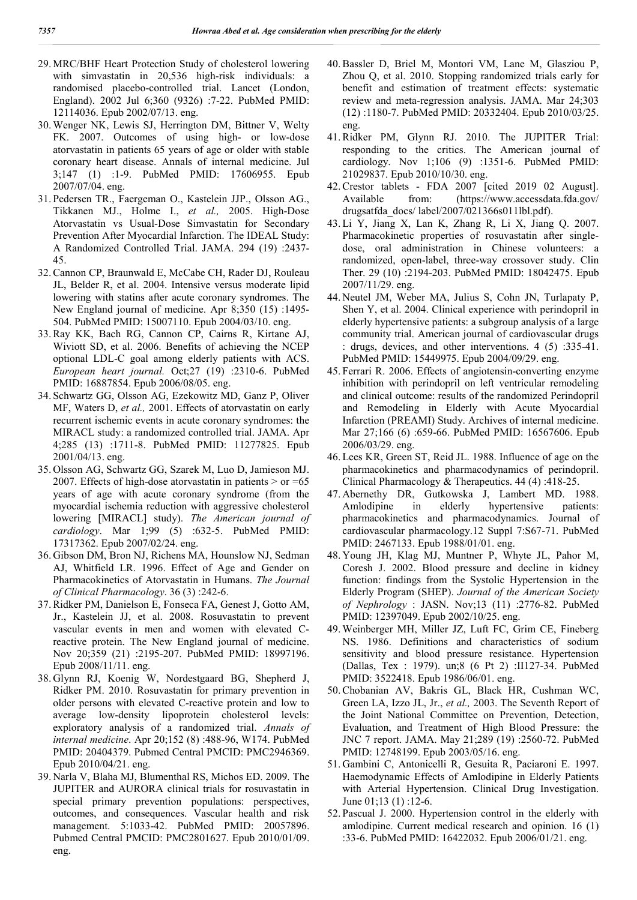29. MRC/BHF Heart Protection Study of cholesterol lowering with simvastatin in 20,536 high-risk individuals: a randomised placebo-controlled trial. Lancet (London, England). 2002 Jul 6;360 (9326) :7-22. PubMed PMID: 12114036. Epub 2002/07/13. eng.
30. Wenger NK, Lewis SJ, Herrington DM, Bittner V, Welty FK. 2007. Outcomes of using high- or low-dose atorvastatin in patients 65 years of age or older with stable coronary heart disease. Annals of internal medicine. Jul 3;147 (1) :1-9. PubMed PMID: 17606955. Epub 2007/07/04. eng.
31. Pedersen TR., Faergeman O., Kastelein JJP., Olsson AG., Tikkanen MJ., Holme I., *et al.,* 2005. High-Dose Atorvastatin vs Usual-Dose Simvastatin for Secondary Prevention After Myocardial Infarction. The IDEAL Study: A Randomized Controlled Trial. JAMA. 294 (19) :2437-45.
32. Cannon CP, Braunwald E, McCabe CH, Rader DJ, Rouleau JL, Belder R, et al. 2004. Intensive versus moderate lipid lowering with statins after acute coronary syndromes. The New England journal of medicine. Apr 8;350 (15) :1495-504. PubMed PMID: 15007110. Epub 2004/03/10. eng.
33. Ray KK, Bach RG, Cannon CP, Cairns R, Kirtane AJ, Wiviott SD, et al. 2006. Benefits of achieving the NCEP optional LDL-C goal among elderly patients with ACS. *European heart journal.* Oct;27 (19) :2310-6. PubMed PMID: 16887854. Epub 2006/08/05. eng.
34. Schwartz GG, Olsson AG, Ezekowitz MD, Ganz P, Oliver MF, Waters D, *et al.,* 2001. Effects of atorvastatin on early recurrent ischemic events in acute coronary syndromes: the MIRACL study: a randomized controlled trial. JAMA. Apr 4;285 (13) :1711-8. PubMed PMID: 11277825. Epub 2001/04/13. eng.
35. Olsson AG, Schwartz GG, Szarek M, Luo D, Jamieson MJ. 2007. Effects of high-dose atorvastatin in patients > or =65 years of age with acute coronary syndrome (from the myocardial ischemia reduction with aggressive cholesterol lowering [MIRACL] study). *The American journal of cardiology*. Mar 1;99 (5) :632-5. PubMed PMID: 17317362. Epub 2007/02/24. eng.
36. Gibson DM, Bron NJ, Richens MA, Hounslow NJ, Sedman AJ, Whitfield LR. 1996. Effect of Age and Gender on Pharmacokinetics of Atorvastatin in Humans. *The Journal of Clinical Pharmacology*. 36 (3) :242-6.
37. Ridker PM, Danielson E, Fonseca FA, Genest J, Gotto AM, Jr., Kastelein JJ, et al. 2008. Rosuvastatin to prevent vascular events in men and women with elevated C-reactive protein. The New England journal of medicine. Nov 20;359 (21) :2195-207. PubMed PMID: 18997196. Epub 2008/11/11. eng.
38. Glynn RJ, Koenig W, Nordestgaard BG, Shepherd J, Ridker PM. 2010. Rosuvastatin for primary prevention in older persons with elevated C-reactive protein and low to average low-density lipoprotein cholesterol levels: exploratory analysis of a randomized trial. *Annals of internal medicine*. Apr 20;152 (8) :488-96, W174. PubMed PMID: 20404379. Pubmed Central PMCID: PMC2946369. Epub 2010/04/21. eng.
39. Narla V, Blaha MJ, Blumenthal RS, Michos ED. 2009. The JUPITER and AURORA clinical trials for rosuvastatin in special primary prevention populations: perspectives, outcomes, and consequences. Vascular health and risk management. 5:1033-42. PubMed PMID: 20057896. Pubmed Central PMCID: PMC2801627. Epub 2010/01/09. eng.
40. Bassler D, Briel M, Montori VM, Lane M, Glasziou P, Zhou Q, et al. 2010. Stopping randomized trials early for benefit and estimation of treatment effects: systematic review and meta-regression analysis. JAMA. Mar 24;303 (12) :1180-7. PubMed PMID: 20332404. Epub 2010/03/25. eng.
41. Ridker PM, Glynn RJ. 2010. The JUPITER Trial: responding to the critics. The American journal of cardiology. Nov 1;106 (9) :1351-6. PubMed PMID: 21029837. Epub 2010/10/30. eng.
42. Crestor tablets - FDA 2007 [cited 2019 02 August]. Available from: (https://www.accessdata.fda.gov/ drugsatfda_docs/ label/2007/021366s011lbl.pdf).
43. Li Y, Jiang X, Lan K, Zhang R, Li X, Jiang Q. 2007. Pharmacokinetic properties of rosuvastatin after single-dose, oral administration in Chinese volunteers: a randomized, open-label, three-way crossover study. Clin Ther. 29 (10) :2194-203. PubMed PMID: 18042475. Epub 2007/11/29. eng.
44. Neutel JM, Weber MA, Julius S, Cohn JN, Turlapaty P, Shen Y, et al. 2004. Clinical experience with perindopril in elderly hypertensive patients: a subgroup analysis of a large community trial. American journal of cardiovascular drugs : drugs, devices, and other interventions. 4 (5) :335-41. PubMed PMID: 15449975. Epub 2004/09/29. eng.
45. Ferrari R. 2006. Effects of angiotensin-converting enzyme inhibition with perindopril on left ventricular remodeling and clinical outcome: results of the randomized Perindopril and Remodeling in Elderly with Acute Myocardial Infarction (PREAMI) Study. Archives of internal medicine. Mar 27;166 (6) :659-66. PubMed PMID: 16567606. Epub 2006/03/29. eng.
46. Lees KR, Green ST, Reid JL. 1988. Influence of age on the pharmacokinetics and pharmacodynamics of perindopril. Clinical Pharmacology & Therapeutics. 44 (4) :418-25.
47. Abernethy DR, Gutkowska J, Lambert MD. 1988. Amlodipine in elderly hypertensive patients: pharmacokinetics and pharmacodynamics. Journal of cardiovascular pharmacology.12 Suppl 7:S67-71. PubMed PMID: 2467133. Epub 1988/01/01. eng.
48. Young JH, Klag MJ, Muntner P, Whyte JL, Pahor M, Coresh J. 2002. Blood pressure and decline in kidney function: findings from the Systolic Hypertension in the Elderly Program (SHEP). *Journal of the American Society of Nephrology* : JASN. Nov;13 (11) :2776-82. PubMed PMID: 12397049. Epub 2002/10/25. eng.
49. Weinberger MH, Miller JZ, Luft FC, Grim CE, Fineberg NS. 1986. Definitions and characteristics of sodium sensitivity and blood pressure resistance. Hypertension (Dallas, Tex : 1979). un;8 (6 Pt 2) :II127-34. PubMed PMID: 3522418. Epub 1986/06/01. eng.
50. Chobanian AV, Bakris GL, Black HR, Cushman WC, Green LA, Izzo JL, Jr., *et al.,* 2003. The Seventh Report of the Joint National Committee on Prevention, Detection, Evaluation, and Treatment of High Blood Pressure: the JNC 7 report. JAMA. May 21;289 (19) :2560-72. PubMed PMID: 12748199. Epub 2003/05/16. eng.
51. Gambini C, Antonicelli R, Gesuita R, Paciaroni E. 1997. Haemodynamic Effects of Amlodipine in Elderly Patients with Arterial Hypertension. Clinical Drug Investigation. June 01;13 (1) :12-6.
52. Pascual J. 2000. Hypertension control in the elderly with amlodipine. Current medical research and opinion. 16 (1) :33-6. PubMed PMID: 16422032. Epub 2006/01/21. eng.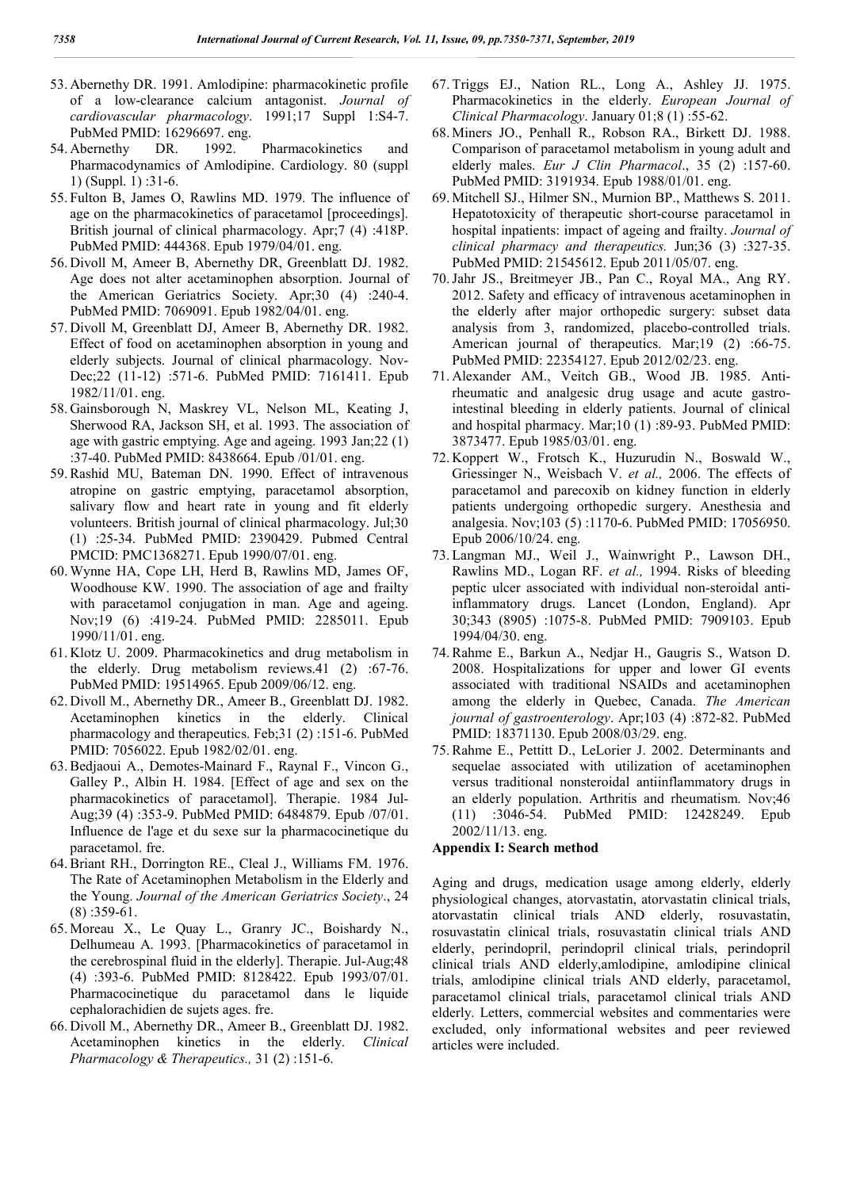53. Abernethy DR. 1991. Amlodipine: pharmacokinetic profile of a low-clearance calcium antagonist. *Journal of cardiovascular pharmacology*. 1991;17 Suppl 1:S4-7. PubMed PMID: 16296697. eng.
54. Abernethy DR. 1992. Pharmacokinetics and Pharmacodynamics of Amlodipine. Cardiology. 80 (suppl 1) (Suppl. 1) :31-6.
55. Fulton B, James O, Rawlins MD. 1979. The influence of age on the pharmacokinetics of paracetamol [proceedings]. British journal of clinical pharmacology. Apr;7 (4) :418P. PubMed PMID: 444368. Epub 1979/04/01. eng.
56. Divoll M, Ameer B, Abernethy DR, Greenblatt DJ. 1982. Age does not alter acetaminophen absorption. Journal of the American Geriatrics Society. Apr;30 (4) :240-4. PubMed PMID: 7069091. Epub 1982/04/01. eng.
57. Divoll M, Greenblatt DJ, Ameer B, Abernethy DR. 1982. Effect of food on acetaminophen absorption in young and elderly subjects. Journal of clinical pharmacology. Nov-Dec;22 (11-12) :571-6. PubMed PMID: 7161411. Epub 1982/11/01. eng.
58. Gainsborough N, Maskrey VL, Nelson ML, Keating J, Sherwood RA, Jackson SH, et al. 1993. The association of age with gastric emptying. Age and ageing. 1993 Jan;22 (1) :37-40. PubMed PMID: 8438664. Epub /01/01. eng.
59. Rashid MU, Bateman DN. 1990. Effect of intravenous atropine on gastric emptying, paracetamol absorption, salivary flow and heart rate in young and fit elderly volunteers. British journal of clinical pharmacology. Jul;30 (1) :25-34. PubMed PMID: 2390429. Pubmed Central PMCID: PMC1368271. Epub 1990/07/01. eng.
60. Wynne HA, Cope LH, Herd B, Rawlins MD, James OF, Woodhouse KW. 1990. The association of age and frailty with paracetamol conjugation in man. Age and ageing. Nov;19 (6) :419-24. PubMed PMID: 2285011. Epub 1990/11/01. eng.
61. Klotz U. 2009. Pharmacokinetics and drug metabolism in the elderly. Drug metabolism reviews.41 (2) :67-76. PubMed PMID: 19514965. Epub 2009/06/12. eng.
62. Divoll M., Abernethy DR., Ameer B., Greenblatt DJ. 1982. Acetaminophen kinetics in the elderly. Clinical pharmacology and therapeutics. Feb;31 (2) :151-6. PubMed PMID: 7056022. Epub 1982/02/01. eng.
63. Bedjaoui A., Demotes-Mainard F., Raynal F., Vincon G., Galley P., Albin H. 1984. [Effect of age and sex on the pharmacokinetics of paracetamol]. Therapie. 1984 Jul-Aug;39 (4) :353-9. PubMed PMID: 6484879. Epub /07/01. Influence de l'age et du sexe sur la pharmacocinetique du paracetamol. fre.
64. Briant RH., Dorrington RE., Cleal J., Williams FM. 1976. The Rate of Acetaminophen Metabolism in the Elderly and the Young. *Journal of the American Geriatrics Society*., 24 (8) :359-61.
65. Moreau X., Le Quay L., Granry JC., Boishardy N., Delhumeau A. 1993. [Pharmacokinetics of paracetamol in the cerebrospinal fluid in the elderly]. Therapie. Jul-Aug;48 (4) :393-6. PubMed PMID: 8128422. Epub 1993/07/01. Pharmacocinetique du paracetamol dans le liquide cephalorachidien de sujets ages. fre.
66. Divoll M., Abernethy DR., Ameer B., Greenblatt DJ. 1982. Acetaminophen kinetics in the elderly. *Clinical Pharmacology & Therapeutics.,* 31 (2) :151-6.
67. Triggs EJ., Nation RL., Long A., Ashley JJ. 1975. Pharmacokinetics in the elderly. *European Journal of Clinical Pharmacology*. January 01;8 (1) :55-62.
68. Miners JO., Penhall R., Robson RA., Birkett DJ. 1988. Comparison of paracetamol metabolism in young adult and elderly males. *Eur J Clin Pharmacol*., 35 (2) :157-60. PubMed PMID: 3191934. Epub 1988/01/01. eng.
69. Mitchell SJ., Hilmer SN., Murnion BP., Matthews S. 2011. Hepatotoxicity of therapeutic short-course paracetamol in hospital inpatients: impact of ageing and frailty. *Journal of clinical pharmacy and therapeutics.* Jun;36 (3) :327-35. PubMed PMID: 21545612. Epub 2011/05/07. eng.
70. Jahr JS., Breitmeyer JB., Pan C., Royal MA., Ang RY. 2012. Safety and efficacy of intravenous acetaminophen in the elderly after major orthopedic surgery: subset data analysis from 3, randomized, placebo-controlled trials. American journal of therapeutics. Mar;19 (2) :66-75. PubMed PMID: 22354127. Epub 2012/02/23. eng.
71. Alexander AM., Veitch GB., Wood JB. 1985. Anti-rheumatic and analgesic drug usage and acute gastro-intestinal bleeding in elderly patients. Journal of clinical and hospital pharmacy. Mar;10 (1) :89-93. PubMed PMID: 3873477. Epub 1985/03/01. eng.
72. Koppert W., Frotsch K., Huzurudin N., Boswald W., Griessinger N., Weisbach V. *et al.,* 2006. The effects of paracetamol and parecoxib on kidney function in elderly patients undergoing orthopedic surgery. Anesthesia and analgesia. Nov;103 (5) :1170-6. PubMed PMID: 17056950. Epub 2006/10/24. eng.
73. Langman MJ., Weil J., Wainwright P., Lawson DH., Rawlins MD., Logan RF. *et al.,* 1994. Risks of bleeding peptic ulcer associated with individual non-steroidal anti-inflammatory drugs. Lancet (London, England). Apr 30;343 (8905) :1075-8. PubMed PMID: 7909103. Epub 1994/04/30. eng.
74. Rahme E., Barkun A., Nedjar H., Gaugris S., Watson D. 2008. Hospitalizations for upper and lower GI events associated with traditional NSAIDs and acetaminophen among the elderly in Quebec, Canada. *The American journal of gastroenterology*. Apr;103 (4) :872-82. PubMed PMID: 18371130. Epub 2008/03/29. eng.
75. Rahme E., Pettitt D., LeLorier J. 2002. Determinants and sequelae associated with utilization of acetaminophen versus traditional nonsteroidal antiinflammatory drugs in an elderly population. Arthritis and rheumatism. Nov;46 (11) :3046-54. PubMed PMID: 12428249. Epub 2002/11/13. eng.

**Appendix I: Search method**

Aging and drugs, medication usage among elderly, elderly physiological changes, atorvastatin, atorvastatin clinical trials, atorvastatin clinical trials AND elderly, rosuvastatin, rosuvastatin clinical trials, rosuvastatin clinical trials AND elderly, perindopril, perindopril clinical trials, perindopril clinical trials AND elderly,amlodipine, amlodipine clinical trials, amlodipine clinical trials AND elderly, paracetamol, paracetamol clinical trials, paracetamol clinical trials AND elderly. Letters, commercial websites and commentaries were excluded, only informational websites and peer reviewed articles were included.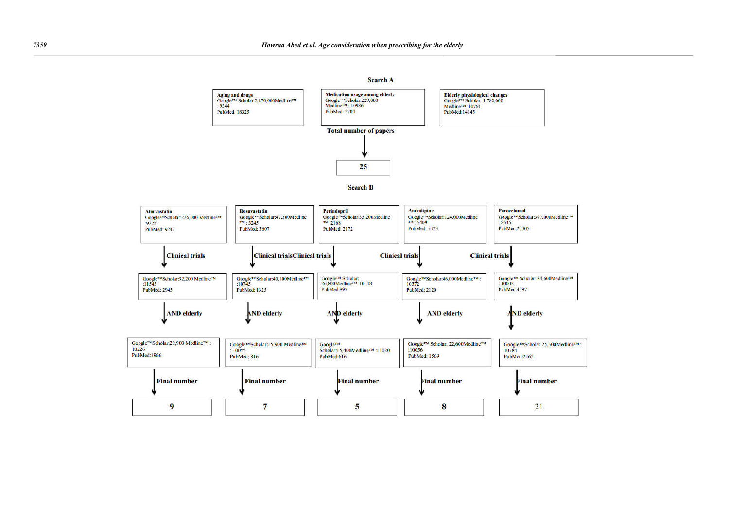**Search A**

| Aging and drugs | Medication usage among elderly | Elderly physiological changes |
|---|---|---|
| Google™ Scholar:2,870,000 Medline™ : 9344 PubMed: 18325 | Google™Scholar:229,000 Medline™ : 10986 PubMed: 2704 | Google™ Scholar: 1,780,000 Medline™ :10761 PubMed:14145 |

**Total number of papers**

↓

**25**

**Search B**

| | Atorvastatin | Rosuvastatin | Perindopril | Amlodipine | Paracetamol |
|---|---|---|---|---|---|
| Search | Google™Scholar:226,000 Medline™ 9225 PubMed: 9242 | Google™Scholar:47,300Medline ™ : 3245 PubMed: 3607 | Google™Scholar:35,200Medline ™ :2168 PubMed: 2172 | Google™Scholar:124,000Medline ™ : 5409 PubMed: 5423 | Google™Scholar:397,000Medline™ : 8546 PubMed:27305 |
| Clinical trials | Google™Scholar92,200 Medline™ :11545 PubMed: 2945 | Google™Scholar:40,100Medline™ :10745 PubMed: 1325 | Google™ Scholar: 26,800Medline™ :10518 PubMed:897 | Google™Scholar:46,000Medline™ : 10372 PubMed: 2120 | Google™ Scholar: 84,600Medline™ : 10002 PubMed:4397 |
| AND elderly | Google™Scholar:29,900 Medline™ : 10226 PubMed:1966 | Google™Scholar:15,900 Medline™ : 10055 PubMed: 816 | Google™ Scholar:15,400Medline™ :11020 PubMed:616 | Google™ Scholar: 22,600Medline™ :10056 PubMed: 1569 | Google™Scholar:25,300Medline™ : 10784 PubMed:2162 |
| Final number | 9 | 7 | 5 | 8 | 21 |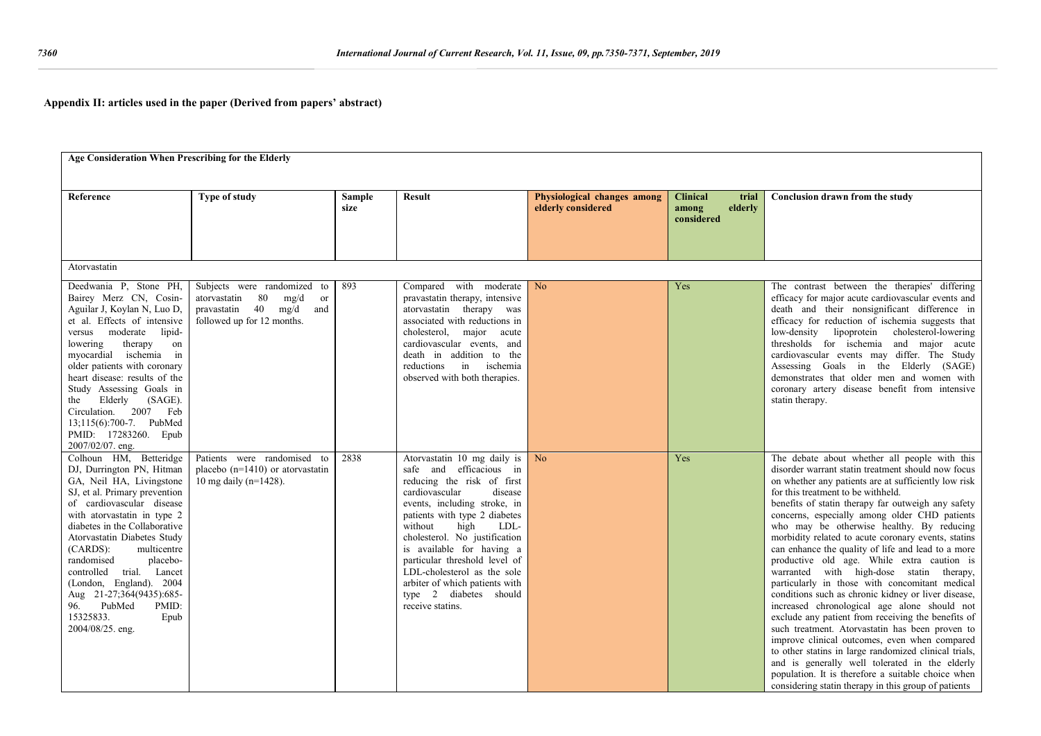## Appendix II: articles used in the paper (Derived from papers' abstract)

| Age Consideration When Prescribing for the Elderly | | | | | | |
|---|---|---|---|---|---|---|
| **Reference** | **Type of study** | **Sample size** | **Result** | **Physiological changes among elderly considered** | **Clinical trial among elderly considered** | **Conclusion drawn from the study** |
| Atorvastatin | | | | | | |
| Deedwania P, Stone PH, Bairey Merz CN, Cosin-Aguilar J, Koylan N, Luo D, et al. Effects of intensive versus moderate lipid-lowering therapy on myocardial ischemia in older patients with coronary heart disease: results of the Study Assessing Goals in the Elderly (SAGE). Circulation. 2007 Feb 13;115(6):700-7. PubMed PMID: 17283260. Epub 2007/02/07. eng. | Subjects were randomized to atorvastatin 80 mg/d or pravastatin 40 mg/d and followed up for 12 months. | 893 | Compared with moderate pravastatin therapy, intensive atorvastatin therapy was associated with reductions in cholesterol, major acute cardiovascular events, and death in addition to the reductions in ischemia observed with both therapies. | No | Yes | The contrast between the therapies' differing efficacy for major acute cardiovascular events and death and their nonsignificant difference in efficacy for reduction of ischemia suggests that low-density lipoprotein cholesterol-lowering thresholds for ischemia and major acute cardiovascular events may differ. The Study Assessing Goals in the Elderly (SAGE) demonstrates that older men and women with coronary artery disease benefit from intensive statin therapy. |
| Colhoun HM, Betteridge DJ, Durrington PN, Hitman GA, Neil HA, Livingstone SJ, et al. Primary prevention of cardiovascular disease with atorvastatin in type 2 diabetes in the Collaborative Atorvastatin Diabetes Study (CARDS): multicentre randomised placebo-controlled trial. Lancet (London, England). 2004 Aug 21-27;364(9435):685-96. PubMed PMID: 15325833. Epub 2004/08/25. eng. | Patients were randomised to placebo (n=1410) or atorvastatin 10 mg daily (n=1428). | 2838 | Atorvastatin 10 mg daily is safe and efficacious in reducing the risk of first cardiovascular disease events, including stroke, in patients with type 2 diabetes without high LDL-cholesterol. No justification is available for having a particular threshold level of LDL-cholesterol as the sole arbiter of which patients with type 2 diabetes should receive statins. | No | Yes | The debate about whether all people with this disorder warrant statin treatment should now focus on whether any patients are at sufficiently low risk for this treatment to be withheld. benefits of statin therapy far outweigh any safety concerns, especially among older CHD patients who may be otherwise healthy. By reducing morbidity related to acute coronary events, statins can enhance the quality of life and lead to a more productive old age. While extra caution is warranted with high-dose statin therapy, particularly in those with concomitant medical conditions such as chronic kidney or liver disease, increased chronological age alone should not exclude any patient from receiving the benefits of such treatment. Atorvastatin has been proven to improve clinical outcomes, even when compared to other statins in large randomized clinical trials, and is generally well tolerated in the elderly population. It is therefore a suitable choice when considering statin therapy in this group of patients |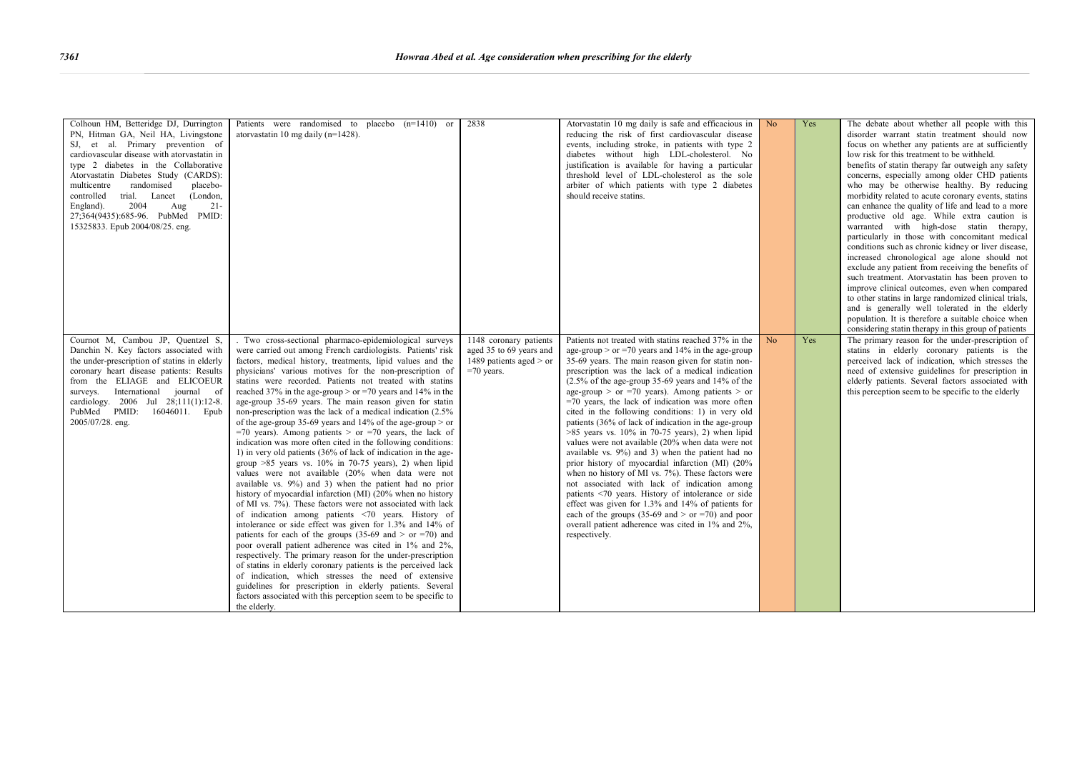| | | | | | | |
|---|---|---|---|---|---|---|
| Colhoun HM, Betteridge DJ, Durrington PN, Hitman GA, Neil HA, Livingstone SJ, et al. Primary prevention of cardiovascular disease with atorvastatin in type 2 diabetes in the Collaborative Atorvastatin Diabetes Study (CARDS): multicentre randomised placebo-controlled trial. Lancet (London, England). 2004 Aug 21-27;364(9435):685-96. PubMed PMID: 15325833. Epub 2004/08/25. eng. | Patients were randomised to placebo (n=1410) or atorvastatin 10 mg daily (n=1428). | 2838 | Atorvastatin 10 mg daily is safe and efficacious in reducing the risk of first cardiovascular disease events, including stroke, in patients with type 2 diabetes without high LDL-cholesterol. No justification is available for having a particular threshold level of LDL-cholesterol as the sole arbiter of which patients with type 2 diabetes should receive statins. | No | Yes | The debate about whether all people with this disorder warrant statin treatment should now focus on whether any patients are at sufficiently low risk for this treatment to be withheld. benefits of statin therapy far outweigh any safety concerns, especially among older CHD patients who may be otherwise healthy. By reducing morbidity related to acute coronary events, statins can enhance the quality of life and lead to a more productive old age. While extra caution is warranted with high-dose statin therapy, particularly in those with concomitant medical conditions such as chronic kidney or liver disease, increased chronological age alone should not exclude any patient from receiving the benefits of such treatment. Atorvastatin has been proven to improve clinical outcomes, even when compared to other statins in large randomized clinical trials, and is generally well tolerated in the elderly population. It is therefore a suitable choice when considering statin therapy in this group of patients |
| Cournot M, Cambou JP, Quentzel S, Danchin N. Key factors associated with the under-prescription of statins in elderly coronary heart disease patients: Results from the ELIAGE and ELICOEUR surveys. International journal of cardiology. 2006 Jul 28;111(1):12-8. PubMed PMID: 16046011. Epub 2005/07/28. eng. | . Two cross-sectional pharmaco-epidemiological surveys were carried out among French cardiologists. Patients' risk factors, medical history, treatments, lipid values and the physicians' various motives for the non-prescription of statins were recorded. Patients not treated with statins reached 37% in the age-group > or =70 years and 14% in the age-group 35-69 years. The main reason given for statin non-prescription was the lack of a medical indication (2.5% of the age-group 35-69 years and 14% of the age-group > or =70 years). Among patients > or =70 years, the lack of indication was more often cited in the following conditions: 1) in very old patients (36% of lack of indication in the age-group >85 years vs. 10% in 70-75 years), 2) when lipid values were not available (20% when data were not available vs. 9%) and 3) when the patient had no prior history of myocardial infarction (MI) (20% when no history of MI vs. 7%). These factors were not associated with lack of indication among patients <70 years. History of intolerance or side effect was given for 1.3% and 14% of patients for each of the groups (35-69 and > or =70) and poor overall patient adherence was cited in 1% and 2%, respectively. The primary reason for the under-prescription of statins in elderly coronary patients is the perceived lack of indication, which stresses the need of extensive guidelines for prescription in elderly patients. Several factors associated with this perception seem to be specific to the elderly. | 1148 coronary patients aged 35 to 69 years and 1489 patients aged > or =70 years. | Patients not treated with statins reached 37% in the age-group > or =70 years and 14% in the age-group 35-69 years. The main reason given for statin non-prescription was the lack of a medical indication (2.5% of the age-group 35-69 years and 14% of the age-group > or =70 years). Among patients > or =70 years, the lack of indication was more often cited in the following conditions: 1) in very old patients (36% of lack of indication in the age-group >85 years vs. 10% in 70-75 years), 2) when lipid values were not available (20% when data were not available vs. 9%) and 3) when the patient had no prior history of myocardial infarction (MI) (20% when no history of MI vs. 7%). These factors were not associated with lack of indication among patients <70 years. History of intolerance or side effect was given for 1.3% and 14% of patients for each of the groups (35-69 and > or =70) and poor overall patient adherence was cited in 1% and 2%, respectively. | No | Yes | The primary reason for the under-prescription of statins in elderly coronary patients is the perceived lack of indication, which stresses the need of extensive guidelines for prescription in elderly patients. Several factors associated with this perception seem to be specific to the elderly |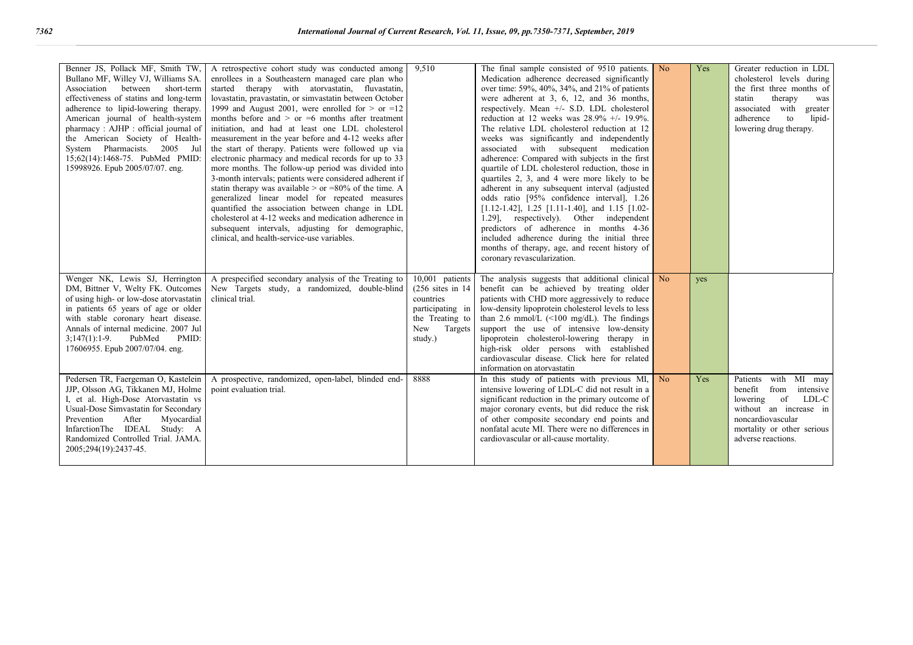| | | | | | | |
|---|---|---|---|---|---|---|
| Benner JS, Pollack MF, Smith TW, Bullano MF, Willey VJ, Williams SA. Association between short-term effectiveness of statins and long-term adherence to lipid-lowering therapy. American journal of health-system pharmacy : AJHP : official journal of the American Society of Health-System Pharmacists. 2005 Jul 15;62(14):1468-75. PubMed PMID: 15998926. Epub 2005/07/07. eng. | A retrospective cohort study was conducted among enrollees in a Southeastern managed care plan who started therapy with atorvastatin, fluvastatin, lovastatin, pravastatin, or simvastatin between October 1999 and August 2001, were enrolled for > or =12 months before and > or =6 months after treatment initiation, and had at least one LDL cholesterol measurement in the year before and 4-12 weeks after the start of therapy. Patients were followed up via electronic pharmacy and medical records for up to 33 more months. The follow-up period was divided into 3-month intervals; patients were considered adherent if statin therapy was available > or =80% of the time. A generalized linear model for repeated measures quantified the association between change in LDL cholesterol at 4-12 weeks and medication adherence in subsequent intervals, adjusting for demographic, clinical, and health-service-use variables. | 9,510 | The final sample consisted of 9510 patients. Medication adherence decreased significantly over time: 59%, 40%, 34%, and 21% of patients were adherent at 3, 6, 12, and 36 months, respectively. Mean +/- S.D. LDL cholesterol reduction at 12 weeks was 28.9% +/- 19.9%. The relative LDL cholesterol reduction at 12 weeks was significantly and independently associated with subsequent medication adherence: Compared with subjects in the first quartile of LDL cholesterol reduction, those in quartiles 2, 3, and 4 were more likely to be adherent in any subsequent interval (adjusted odds ratio [95% confidence interval], 1.26 [1.12-1.42], 1.25 [1.11-1.40], and 1.15 [1.02-1.29], respectively). Other independent predictors of adherence in months 4-36 included adherence during the initial three months of therapy, age, and recent history of coronary revascularization. | No | Yes | Greater reduction in LDL cholesterol levels during the first three months of statin therapy was associated with greater adherence to lipid-lowering drug therapy. |
| Wenger NK, Lewis SJ, Herrington DM, Bittner V, Welty FK. Outcomes of using high- or low-dose atorvastatin in patients 65 years of age or older with stable coronary heart disease. Annals of internal medicine. 2007 Jul 3;147(1):1-9. PubMed PMID: 17606955. Epub 2007/07/04. eng. | A prespecified secondary analysis of the Treating to New Targets study, a randomized, double-blind clinical trial. | 10,001 patients (256 sites in 14 countries participating in the Treating to New Targets study.) | The analysis suggests that additional clinical benefit can be achieved by treating older patients with CHD more aggressively to reduce low-density lipoprotein cholesterol levels to less than 2.6 mmol/L (<100 mg/dL). The findings support the use of intensive low-density lipoprotein cholesterol-lowering therapy in high-risk older persons with established cardiovascular disease. Click here for related information on atorvastatin | No | yes | |
| Pedersen TR, Faergeman O, Kastelein JJP, Olsson AG, Tikkanen MJ, Holme I, et al. High-Dose Atorvastatin vs Usual-Dose Simvastatin for Secondary Prevention After Myocardial InfarctionThe IDEAL Study: A Randomized Controlled Trial. JAMA. 2005;294(19):2437-45. | A prospective, randomized, open-label, blinded end-point evaluation trial. | 8888 | In this study of patients with previous MI, intensive lowering of LDL-C did not result in a significant reduction in the primary outcome of major coronary events, but did reduce the risk of other composite secondary end points and nonfatal acute MI. There were no differences in cardiovascular or all-cause mortality. | No | Yes | Patients with MI may benefit from intensive lowering of LDL-C without an increase in noncardiovascular mortality or other serious adverse reactions. |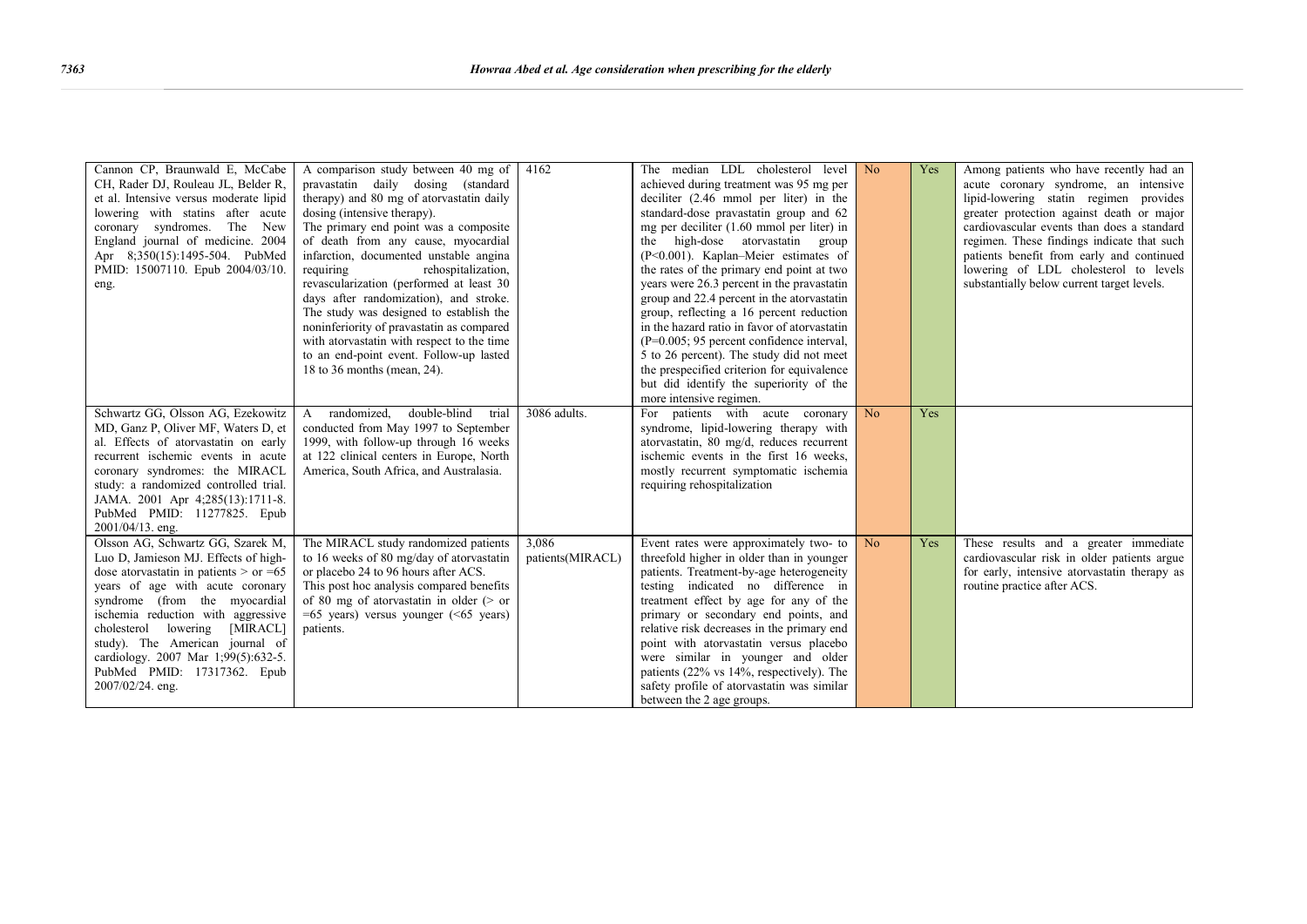| | | | | | | |
|---|---|---|---|---|---|---|
| Cannon CP, Braunwald E, McCabe CH, Rader DJ, Rouleau JL, Belder R, et al. Intensive versus moderate lipid lowering with statins after acute coronary syndromes. The New England journal of medicine. 2004 Apr 8;350(15):1495-504. PubMed PMID: 15007110. Epub 2004/03/10. eng. | A comparison study between 40 mg of pravastatin daily dosing (standard therapy) and 80 mg of atorvastatin daily dosing (intensive therapy). The primary end point was a composite of death from any cause, myocardial infarction, documented unstable angina requiring rehospitalization, revascularization (performed at least 30 days after randomization), and stroke. The study was designed to establish the noninferiority of pravastatin as compared with atorvastatin with respect to the time to an end-point event. Follow-up lasted 18 to 36 months (mean, 24). | 4162 | The median LDL cholesterol level achieved during treatment was 95 mg per deciliter (2.46 mmol per liter) in the standard-dose pravastatin group and 62 mg per deciliter (1.60 mmol per liter) in the high-dose atorvastatin group ($P<0.001$). Kaplan–Meier estimates of the rates of the primary end point at two years were 26.3 percent in the pravastatin group and 22.4 percent in the atorvastatin group, reflecting a 16 percent reduction in the hazard ratio in favor of atorvastatin ($P=0.005$; 95 percent confidence interval, 5 to 26 percent). The study did not meet the prespecified criterion for equivalence but did identify the superiority of the more intensive regimen. | No | Yes | Among patients who have recently had an acute coronary syndrome, an intensive lipid-lowering statin regimen provides greater protection against death or major cardiovascular events than does a standard regimen. These findings indicate that such patients benefit from early and continued lowering of LDL cholesterol to levels substantially below current target levels. |
| Schwartz GG, Olsson AG, Ezekowitz MD, Ganz P, Oliver MF, Waters D, et al. Effects of atorvastatin on early recurrent ischemic events in acute coronary syndromes: the MIRACL study: a randomized controlled trial. JAMA. 2001 Apr 4;285(13):1711-8. PubMed PMID: 11277825. Epub 2001/04/13. eng. | A randomized, double-blind trial conducted from May 1997 to September 1999, with follow-up through 16 weeks at 122 clinical centers in Europe, North America, South Africa, and Australasia. | 3086 adults. | For patients with acute coronary syndrome, lipid-lowering therapy with atorvastatin, 80 mg/d, reduces recurrent ischemic events in the first 16 weeks, mostly recurrent symptomatic ischemia requiring rehospitalization | No | Yes | |
| Olsson AG, Schwartz GG, Szarek M, Luo D, Jamieson MJ. Effects of high-dose atorvastatin in patients > or =65 years of age with acute coronary syndrome (from the myocardial ischemia reduction with aggressive cholesterol lowering [MIRACL] study). The American journal of cardiology. 2007 Mar 1;99(5):632-5. PubMed PMID: 17317362. Epub 2007/02/24. eng. | The MIRACL study randomized patients to 16 weeks of 80 mg/day of atorvastatin or placebo 24 to 96 hours after ACS. This post hoc analysis compared benefits of 80 mg of atorvastatin in older (> or =65 years) versus younger (<65 years) patients. | 3,086 patients(MIRACL) | Event rates were approximately two- to threefold higher in older than in younger patients. Treatment-by-age heterogeneity testing indicated no difference in treatment effect by age for any of the primary or secondary end points, and relative risk decreases in the primary end point with atorvastatin versus placebo were similar in younger and older patients (22% vs 14%, respectively). The safety profile of atorvastatin was similar between the 2 age groups. | No | Yes | These results and a greater immediate cardiovascular risk in older patients argue for early, intensive atorvastatin therapy as routine practice after ACS. |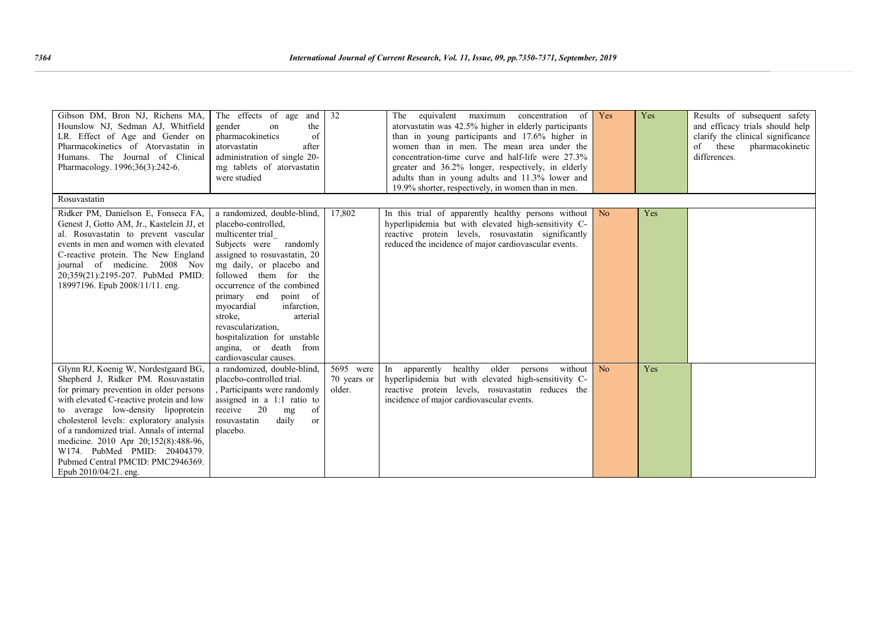| | | | | | | |
|---|---|---|---|---|---|---|
| Gibson DM, Bron NJ, Richens MA, Hounslow NJ, Sedman AJ, Whitfield LR. Effect of Age and Gender on Pharmacokinetics of Atorvastatin in Humans. The Journal of Clinical Pharmacology. 1996;36(3):242-6. | The effects of age and gender on the pharmacokinetics of atorvastatin after administration of single 20-mg tablets of atorvastatin were studied | 32 | The equivalent maximum concentration of atorvastatin was 42.5% higher in elderly participants than in young participants and 17.6% higher in women than in men. The mean area under the concentration-time curve and half-life were 27.3% greater and 36.2% longer, respectively, in elderly adults than in young adults and 11.3% lower and 19.9% shorter, respectively, in women than in men. | Yes | Yes | Results of subsequent safety and efficacy trials should help clarify the clinical significance of these pharmacokinetic differences. |
| Rosuvastatin | | | | | | |
| Ridker PM, Danielson E, Fonseca FA, Genest J, Gotto AM, Jr., Kastelein JJ, et al. Rosuvastatin to prevent vascular events in men and women with elevated C-reactive protein. The New England journal of medicine. 2008 Nov 20;359(21):2195-207. PubMed PMID: 18997196. Epub 2008/11/11. eng. | a randomized, double-blind, placebo-controlled, multicenter trial_ Subjects were randomly assigned to rosuvastatin, 20 mg daily, or placebo and followed them for the occurrence of the combined primary end point of myocardial infarction, stroke, arterial revascularization, hospitalization for unstable angina, or death from cardiovascular causes. | 17,802 | In this trial of apparently healthy persons without hyperlipidemia but with elevated high-sensitivity C-reactive protein levels, rosuvastatin significantly reduced the incidence of major cardiovascular events. | No | Yes | |
| Glynn RJ, Koenig W, Nordestgaard BG, Shepherd J, Ridker PM. Rosuvastatin for primary prevention in older persons with elevated C-reactive protein and low to average low-density lipoprotein cholesterol levels: exploratory analysis of a randomized trial. Annals of internal medicine. 2010 Apr 20;152(8):488-96, W174. PubMed PMID: 20404379. Pubmed Central PMCID: PMC2946369. Epub 2010/04/21. eng. | a randomized, double-blind, placebo-controlled trial. , Participants were randomly assigned in a 1:1 ratio to receive 20 mg of rosuvastatin daily or placebo. | 5695 were 70 years or older. | In apparently healthy older persons without hyperlipidemia but with elevated high-sensitivity C-reactive protein levels, rosuvastatin reduces the incidence of major cardiovascular events. | No | Yes | |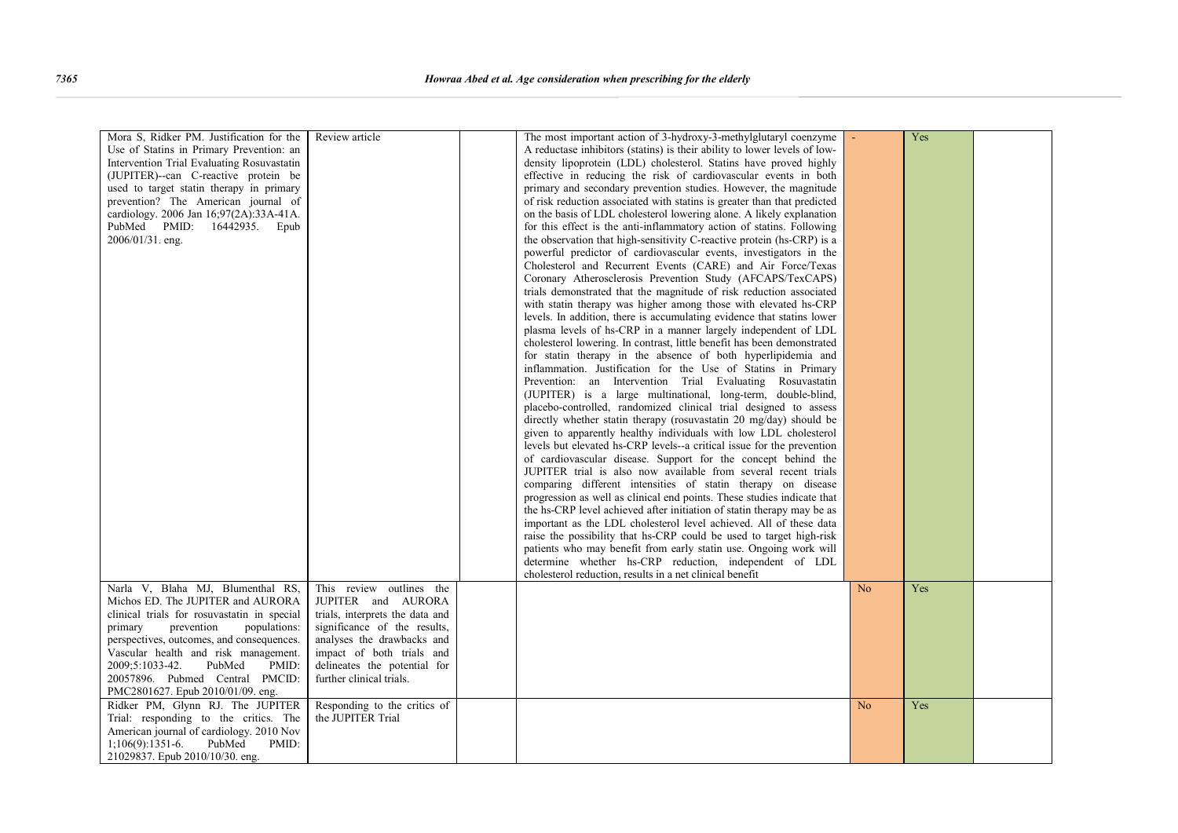| | | | | | | |
|---|---|---|---|---|---|---|
| Mora S, Ridker PM. Justification for the Use of Statins in Primary Prevention: an Intervention Trial Evaluating Rosuvastatin (JUPITER)--can C-reactive protein be used to target statin therapy in primary prevention? The American journal of cardiology. 2006 Jan 16;97(2A):33A-41A. PubMed PMID: 16442935. Epub 2006/01/31. eng. | Review article | | The most important action of 3-hydroxy-3-methylglutaryl coenzyme A reductase inhibitors (statins) is their ability to lower levels of low-density lipoprotein (LDL) cholesterol. Statins have proved highly effective in reducing the risk of cardiovascular events in both primary and secondary prevention studies. However, the magnitude of risk reduction associated with statins is greater than that predicted on the basis of LDL cholesterol lowering alone. A likely explanation for this effect is the anti-inflammatory action of statins. Following the observation that high-sensitivity C-reactive protein (hs-CRP) is a powerful predictor of cardiovascular events, investigators in the Cholesterol and Recurrent Events (CARE) and Air Force/Texas Coronary Atherosclerosis Prevention Study (AFCAPS/TexCAPS) trials demonstrated that the magnitude of risk reduction associated with statin therapy was higher among those with elevated hs-CRP levels. In addition, there is accumulating evidence that statins lower plasma levels of hs-CRP in a manner largely independent of LDL cholesterol lowering. In contrast, little benefit has been demonstrated for statin therapy in the absence of both hyperlipidemia and inflammation. Justification for the Use of Statins in Primary Prevention: an Intervention Trial Evaluating Rosuvastatin (JUPITER) is a large multinational, long-term, double-blind, placebo-controlled, randomized clinical trial designed to assess directly whether statin therapy (rosuvastatin 20 mg/day) should be given to apparently healthy individuals with low LDL cholesterol levels but elevated hs-CRP levels--a critical issue for the prevention of cardiovascular disease. Support for the concept behind the JUPITER trial is also now available from several recent trials comparing different intensities of statin therapy on disease progression as well as clinical end points. These studies indicate that the hs-CRP level achieved after initiation of statin therapy may be as important as the LDL cholesterol level achieved. All of these data raise the possibility that hs-CRP could be used to target high-risk patients who may benefit from early statin use. Ongoing work will determine whether hs-CRP reduction, independent of LDL cholesterol reduction, results in a net clinical benefit | - | Yes | |
| Narla V, Blaha MJ, Blumenthal RS, Michos ED. The JUPITER and AURORA clinical trials for rosuvastatin in special primary prevention populations: perspectives, outcomes, and consequences. Vascular health and risk management. 2009;5:1033-42. PubMed PMID: 20057896. Pubmed Central PMCID: PMC2801627. Epub 2010/01/09. eng. | This review outlines the JUPITER and AURORA trials, interprets the data and significance of the results, analyses the drawbacks and impact of both trials and delineates the potential for further clinical trials. | | | No | Yes | |
| Ridker PM, Glynn RJ. The JUPITER Trial: responding to the critics. The American journal of cardiology. 2010 Nov 1;106(9):1351-6. PubMed PMID: 21029837. Epub 2010/10/30. eng. | Responding to the critics of the JUPITER Trial | | | No | Yes | |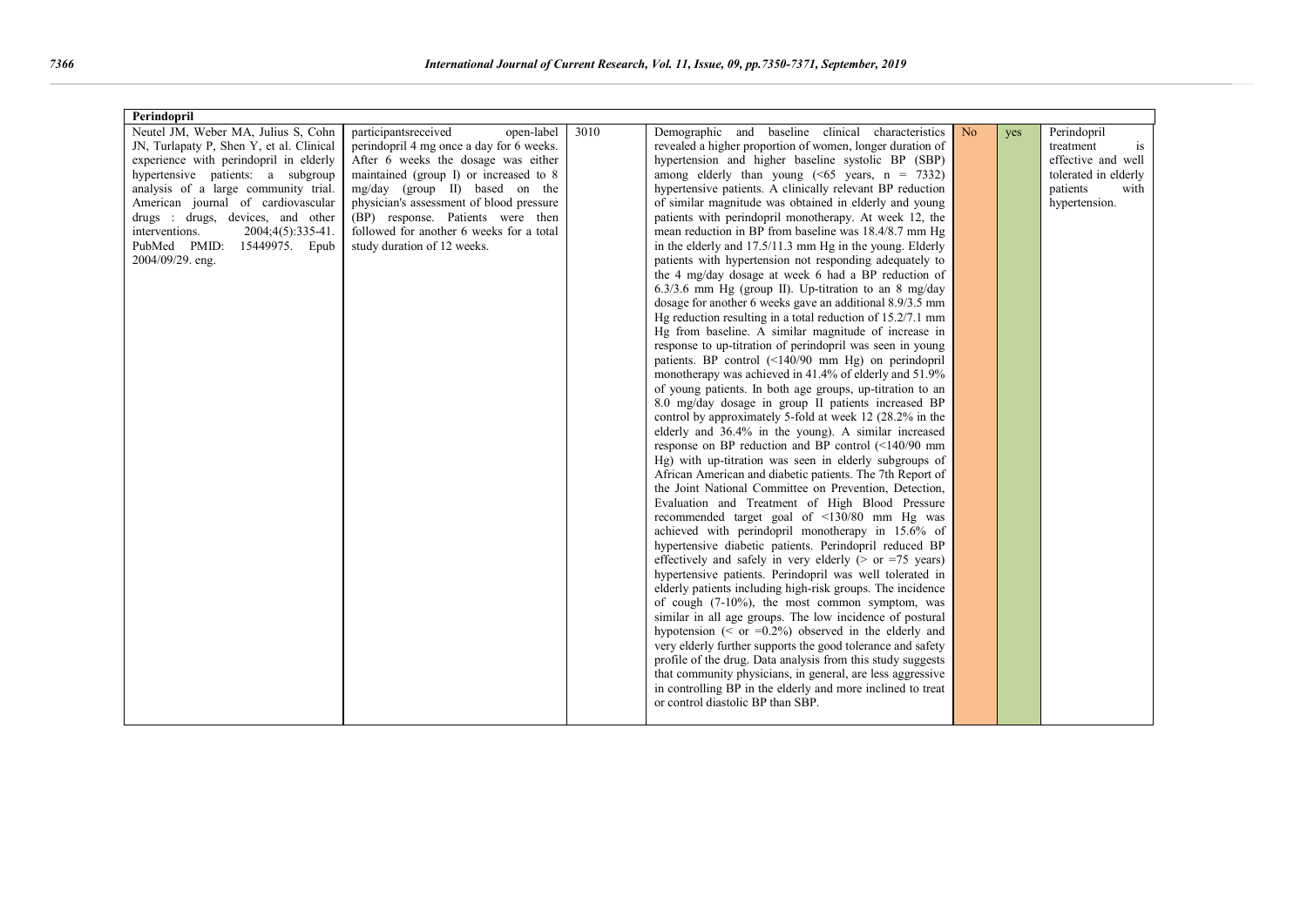| Perindopril | | | | | | |
|---|---|---|---|---|---|---|
| Neutel JM, Weber MA, Julius S, Cohn JN, Turlapaty P, Shen Y, et al. Clinical experience with perindopril in elderly hypertensive patients: a subgroup analysis of a large community trial. American journal of cardiovascular drugs : drugs, devices, and other interventions. 2004;4(5):335-41. PubMed PMID: 15449975. Epub 2004/09/29. eng. | participantsreceived open-label perindopril 4 mg once a day for 6 weeks. After 6 weeks the dosage was either maintained (group I) or increased to 8 mg/day (group II) based on the physician's assessment of blood pressure (BP) response. Patients were then followed for another 6 weeks for a total study duration of 12 weeks. | 3010 | Demographic and baseline clinical characteristics revealed a higher proportion of women, longer duration of hypertension and higher baseline systolic BP (SBP) among elderly than young (<65 years, n = 7332) hypertensive patients. A clinically relevant BP reduction of similar magnitude was obtained in elderly and young patients with perindopril monotherapy. At week 12, the mean reduction in BP from baseline was 18.4/8.7 mm Hg in the elderly and 17.5/11.3 mm Hg in the young. Elderly patients with hypertension not responding adequately to the 4 mg/day dosage at week 6 had a BP reduction of 6.3/3.6 mm Hg (group II). Up-titration to an 8 mg/day dosage for another 6 weeks gave an additional 8.9/3.5 mm Hg reduction resulting in a total reduction of 15.2/7.1 mm Hg from baseline. A similar magnitude of increase in response to up-titration of perindopril was seen in young patients. BP control (<140/90 mm Hg) on perindopril monotherapy was achieved in 41.4% of elderly and 51.9% of young patients. In both age groups, up-titration to an 8.0 mg/day dosage in group II patients increased BP control by approximately 5-fold at week 12 (28.2% in the elderly and 36.4% in the young). A similar increased response on BP reduction and BP control (<140/90 mm Hg) with up-titration was seen in elderly subgroups of African American and diabetic patients. The 7th Report of the Joint National Committee on Prevention, Detection, Evaluation and Treatment of High Blood Pressure recommended target goal of <130/80 mm Hg was achieved with perindopril monotherapy in 15.6% of hypertensive diabetic patients. Perindopril reduced BP effectively and safely in very elderly (> or =75 years) hypertensive patients. Perindopril was well tolerated in elderly patients including high-risk groups. The incidence of cough (7-10%), the most common symptom, was similar in all age groups. The low incidence of postural hypotension (< or =0.2%) observed in the elderly and very elderly further supports the good tolerance and safety profile of the drug. Data analysis from this study suggests that community physicians, in general, are less aggressive in controlling BP in the elderly and more inclined to treat or control diastolic BP than SBP. | No | yes | Perindopril treatment is effective and well tolerated in elderly patients with hypertension. |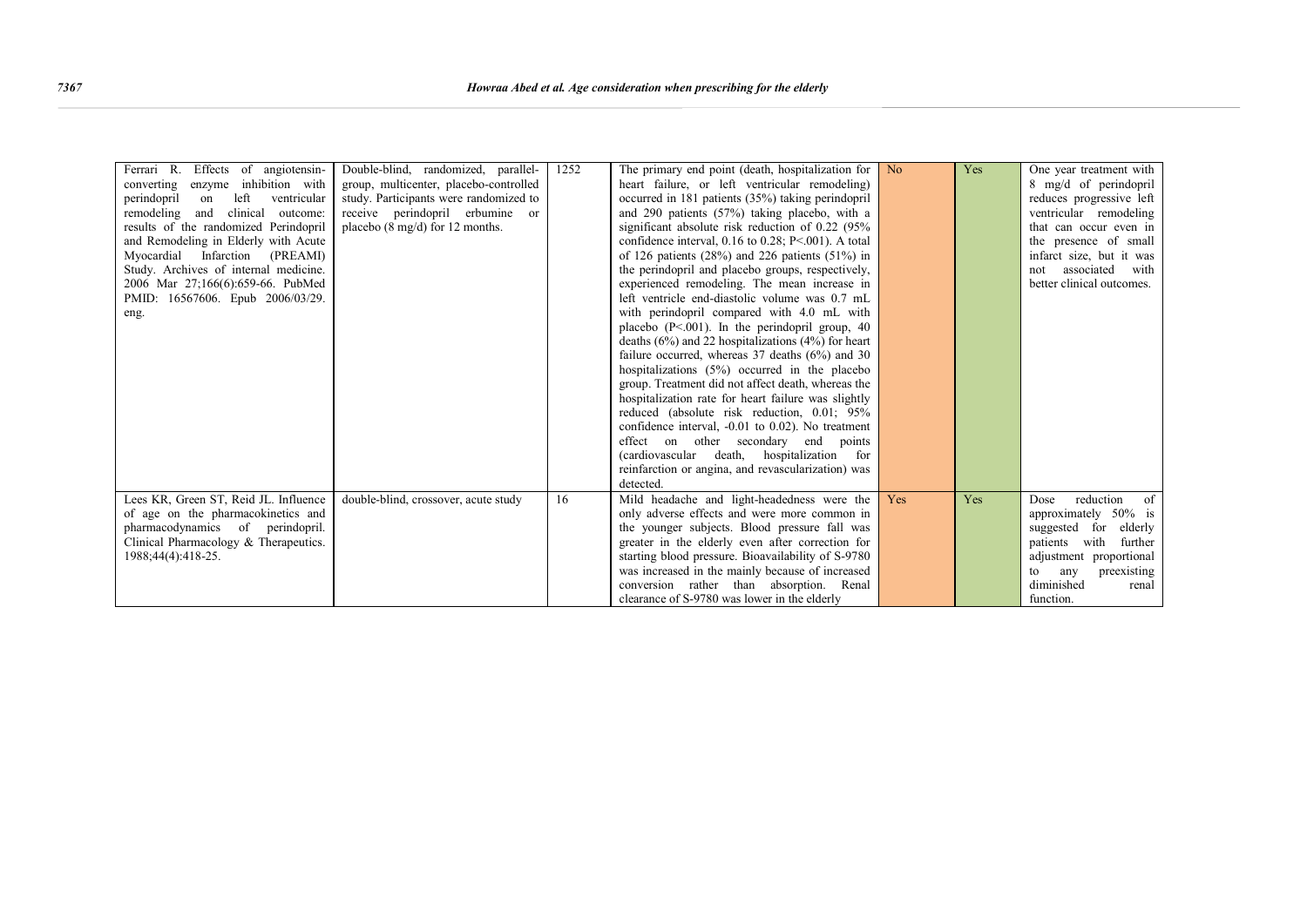| | | | | | | |
|---|---|---|---|---|---|---|
| Ferrari R. Effects of angiotensin-converting enzyme inhibition with perindopril on left ventricular remodeling and clinical outcome: results of the randomized Perindopril and Remodeling in Elderly with Acute Myocardial Infarction (PREAMI) Study. Archives of internal medicine. 2006 Mar 27;166(6):659-66. PubMed PMID: 16567606. Epub 2006/03/29. eng. | Double-blind, randomized, parallel-group, multicenter, placebo-controlled study. Participants were randomized to receive perindopril erbumine or placebo (8 mg/d) for 12 months. | 1252 | The primary end point (death, hospitalization for heart failure, or left ventricular remodeling) occurred in 181 patients (35%) taking perindopril and 290 patients (57%) taking placebo, with a significant absolute risk reduction of 0.22 (95% confidence interval, 0.16 to 0.28; P<.001). A total of 126 patients (28%) and 226 patients (51%) in the perindopril and placebo groups, respectively, experienced remodeling. The mean increase in left ventricle end-diastolic volume was 0.7 mL with perindopril compared with 4.0 mL with placebo (P<.001). In the perindopril group, 40 deaths (6%) and 22 hospitalizations (4%) for heart failure occurred, whereas 37 deaths (6%) and 30 hospitalizations (5%) occurred in the placebo group. Treatment did not affect death, whereas the hospitalization rate for heart failure was slightly reduced (absolute risk reduction, 0.01; 95% confidence interval, -0.01 to 0.02). No treatment effect on other secondary end points (cardiovascular death, hospitalization for reinfarction or angina, and revascularization) was detected. | No | Yes | One year treatment with 8 mg/d of perindopril reduces progressive left ventricular remodeling that can occur even in the presence of small infarct size, but it was not associated with better clinical outcomes. |
| Lees KR, Green ST, Reid JL. Influence of age on the pharmacokinetics and pharmacodynamics of perindopril. Clinical Pharmacology & Therapeutics. 1988;44(4):418-25. | double-blind, crossover, acute study | 16 | Mild headache and light-headedness were the only adverse effects and were more common in the younger subjects. Blood pressure fall was greater in the elderly even after correction for starting blood pressure. Bioavailability of S-9780 was increased in the mainly because of increased conversion rather than absorption. Renal clearance of S-9780 was lower in the elderly | Yes | Yes | Dose reduction of approximately 50% is suggested for elderly patients with further adjustment proportional to any preexisting diminished renal function. |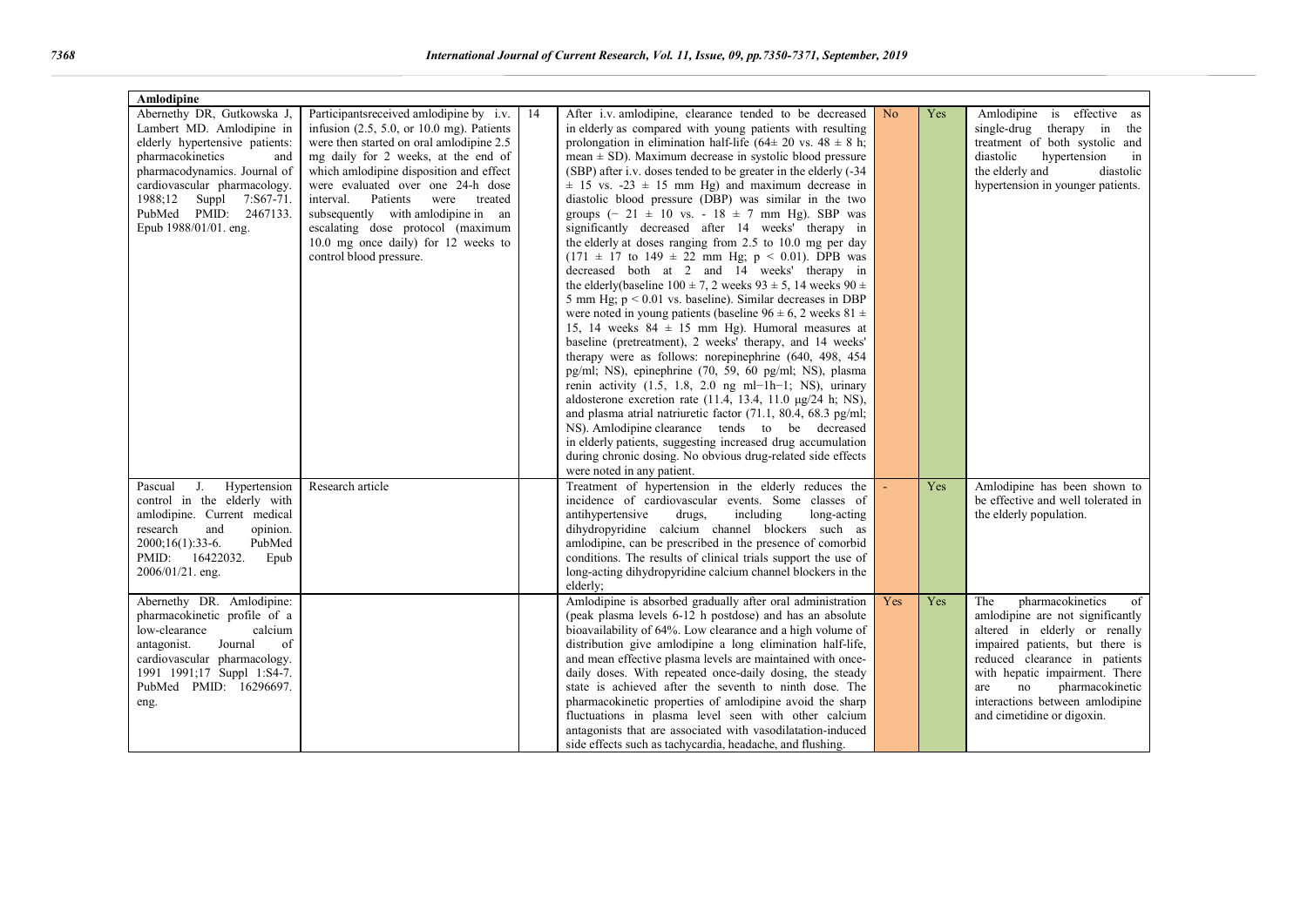| Amlodipine | | | | | | |
|---|---|---|---|---|---|---|
| Abernethy DR, Gutkowska J, Lambert MD. Amlodipine in elderly hypertensive patients: pharmacokinetics and pharmacodynamics. Journal of cardiovascular pharmacology. 1988;12 Suppl 7:S67-71. PubMed PMID: 2467133. Epub 1988/01/01. eng. | Participantsreceived amlodipine by i.v. infusion (2.5, 5.0, or 10.0 mg). Patients were then started on oral amlodipine 2.5 mg daily for 2 weeks, at the end of which amlodipine disposition and effect were evaluated over one 24-h dose interval. Patients were treated subsequently with amlodipine in an escalating dose protocol (maximum 10.0 mg once daily) for 12 weeks to control blood pressure. | 14 | After i.v. amlodipine, clearance tended to be decreased in elderly as compared with young patients with resulting prolongation in elimination half-life (64± 20 vs. 48 ± 8 h; mean ± SD). Maximum decrease in systolic blood pressure (SBP) after i.v. doses tended to be greater in the elderly (-34 ± 15 vs. -23 ± 15 mm Hg) and maximum decrease in diastolic blood pressure (DBP) was similar in the two groups (− 21 ± 10 vs. - 18 ± 7 mm Hg). SBP was significantly decreased after 14 weeks' therapy in the elderly at doses ranging from 2.5 to 10.0 mg per day (171 ± 17 to 149 ± 22 mm Hg; $p < 0.01$). DPB was decreased both at 2 and 14 weeks' therapy in the elderly(baseline 100 ± 7, 2 weeks 93 ± 5, 14 weeks 90 ± 5 mm Hg; $p < 0.01$ vs. baseline). Similar decreases in DBP were noted in young patients (baseline 96 ± 6, 2 weeks 81 ± 15, 14 weeks 84 ± 15 mm Hg). Humoral measures at baseline (pretreatment), 2 weeks' therapy, and 14 weeks' therapy were as follows: norepinephrine (640, 498, 454 pg/ml; NS), epinephrine (70, 59, 60 pg/ml; NS), plasma renin activity (1.5, 1.8, 2.0 ng ml−1h−1; NS), urinary aldosterone excretion rate (11.4, 13.4, 11.0 µg/24 h; NS), and plasma atrial natriuretic factor (71.1, 80.4, 68.3 pg/ml; NS). Amlodipine clearance tends to be decreased in elderly patients, suggesting increased drug accumulation during chronic dosing. No obvious drug-related side effects were noted in any patient. | No | Yes | Amlodipine is effective as single-drug therapy in the treatment of both systolic and diastolic hypertension in the elderly and diastolic hypertension in younger patients. |
| Pascual J. Hypertension control in the elderly with amlodipine. Current medical research and opinion. 2000;16(1):33-6. PubMed PMID: 16422032. Epub 2006/01/21. eng. | Research article | | Treatment of hypertension in the elderly reduces the incidence of cardiovascular events. Some classes of antihypertensive drugs, including long-acting dihydropyridine calcium channel blockers such as amlodipine, can be prescribed in the presence of comorbid conditions. The results of clinical trials support the use of long-acting dihydropyridine calcium channel blockers in the elderly; | - | Yes | Amlodipine has been shown to be effective and well tolerated in the elderly population. |
| Abernethy DR. Amlodipine: pharmacokinetic profile of a low-clearance calcium antagonist. Journal of cardiovascular pharmacology. 1991 1991;17 Suppl 1:S4-7. PubMed PMID: 16296697. eng. | | | Amlodipine is absorbed gradually after oral administration (peak plasma levels 6-12 h postdose) and has an absolute bioavailability of 64%. Low clearance and a high volume of distribution give amlodipine a long elimination half-life, and mean effective plasma levels are maintained with once-daily doses. With repeated once-daily dosing, the steady state is achieved after the seventh to ninth dose. The pharmacokinetic properties of amlodipine avoid the sharp fluctuations in plasma level seen with other calcium antagonists that are associated with vasodilatation-induced side effects such as tachycardia, headache, and flushing. | Yes | Yes | The pharmacokinetics of amlodipine are not significantly altered in elderly or renally impaired patients, but there is reduced clearance in patients with hepatic impairment. There are no pharmacokinetic interactions between amlodipine and cimetidine or digoxin. |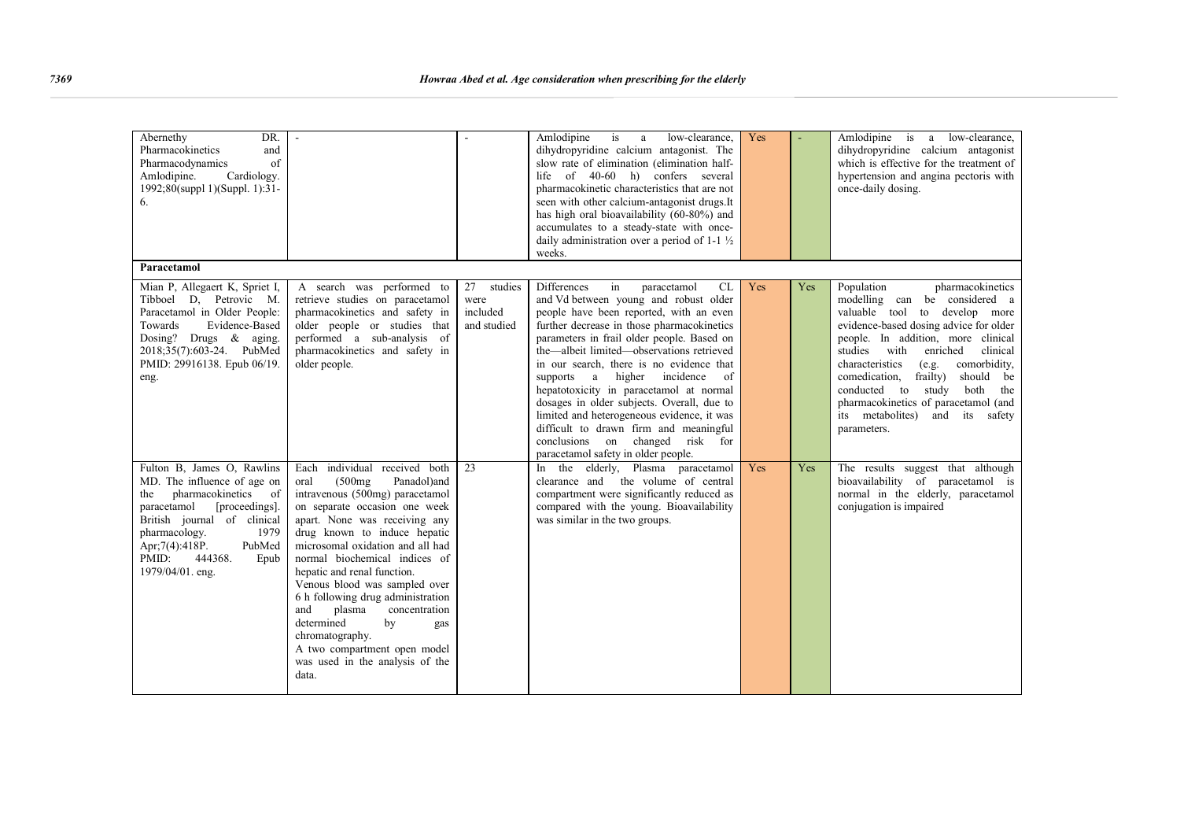| | | | | | | |
|---|---|---|---|---|---|---|
| Abernethy DR. Pharmacokinetics and Pharmacodynamics of Amlodipine. Cardiology. 1992;80(suppl 1)(Suppl. 1):31-6. | - | - | Amlodipine is a low-clearance, dihydropyridine calcium antagonist. The slow rate of elimination (elimination half-life of 40-60 h) confers several pharmacokinetic characteristics that are not seen with other calcium-antagonist drugs.It has high oral bioavailability (60-80%) and accumulates to a steady-state with once-daily administration over a period of 1-1 ½ weeks. | Yes | - | Amlodipine is a low-clearance, dihydropyridine calcium antagonist which is effective for the treatment of hypertension and angina pectoris with once-daily dosing. |
| **Paracetamol** | | | | | | |
| Mian P, Allegaert K, Spriet I, Tibboel D, Petrovic M. Paracetamol in Older People: Towards Evidence-Based Dosing? Drugs & aging. 2018;35(7):603-24. PubMed PMID: 29916138. Epub 06/19. eng. | A search was performed to retrieve studies on paracetamol pharmacokinetics and safety in older people or studies that performed a sub-analysis of pharmacokinetics and safety in older people. | 27 studies were included and studied | Differences in paracetamol CL and Vd between young and robust older people have been reported, with an even further decrease in those pharmacokinetics parameters in frail older people. Based on the—albeit limited—observations retrieved in our search, there is no evidence that supports a higher incidence of hepatotoxicity in paracetamol at normal dosages in older subjects. Overall, due to limited and heterogeneous evidence, it was difficult to drawn firm and meaningful conclusions on changed risk for paracetamol safety in older people. | Yes | Yes | Population pharmacokinetics modelling can be considered a valuable tool to develop more evidence-based dosing advice for older people. In addition, more clinical studies with enriched clinical characteristics (e.g. comorbidity, comedication, frailty) should be conducted to study both the pharmacokinetics of paracetamol (and its metabolites) and its safety parameters. |
| Fulton B, James O, Rawlins MD. The influence of age on the pharmacokinetics of paracetamol [proceedings]. British journal of clinical pharmacology. 1979 Apr;7(4):418P. PubMed PMID: 444368. Epub 1979/04/01. eng. | Each individual received both oral (500mg Panadol)and intravenous (500mg) paracetamol on separate occasion one week apart. None was receiving any drug known to induce hepatic microsomal oxidation and all had normal biochemical indices of hepatic and renal function.<br>Venous blood was sampled over 6 h following drug administration and plasma concentration determined by gas chromatography.<br>A two compartment open model was used in the analysis of the data. | 23 | In the elderly, Plasma paracetamol clearance and the volume of central compartment were significantly reduced as compared with the young. Bioavailability was similar in the two groups. | Yes | Yes | The results suggest that although bioavailability of paracetamol is normal in the elderly, paracetamol conjugation is impaired |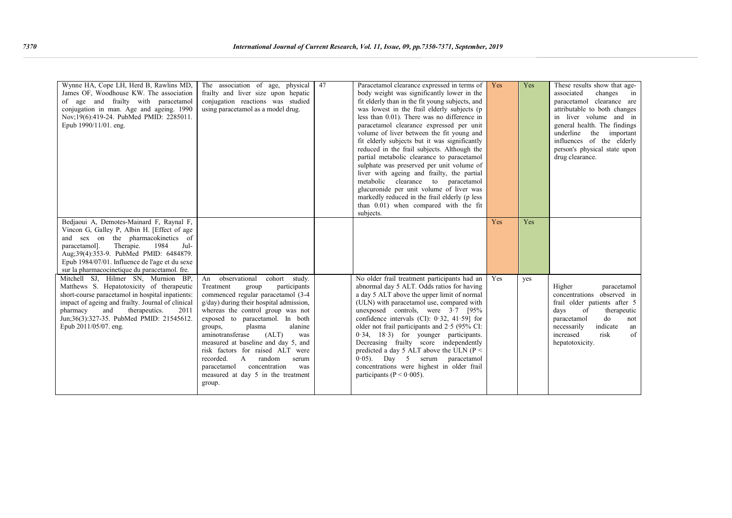| | | | | | | |
|---|---|---|---|---|---|---|
| Wynne HA, Cope LH, Herd B, Rawlins MD, James OF, Woodhouse KW. The association of age and frailty with paracetamol conjugation in man. Age and ageing. 1990 Nov;19(6):419-24. PubMed PMID: 2285011. Epub 1990/11/01. eng. | The association of age, physical frailty and liver size upon hepatic conjugation reactions was studied using paracetamol as a model drug. | 47 | Paracetamol clearance expressed in terms of body weight was significantly lower in the fit elderly than in the fit young subjects, and was lowest in the frail elderly subjects (p less than 0.01). There was no difference in paracetamol clearance expressed per unit volume of liver between the fit young and fit elderly subjects but it was significantly reduced in the frail subjects. Although the partial metabolic clearance to paracetamol sulphate was preserved per unit volume of liver with ageing and frailty, the partial metabolic clearance to paracetamol glucuronide per unit volume of liver was markedly reduced in the frail elderly (p less than 0.01) when compared with the fit subjects. | Yes | Yes | These results show that age-associated changes in paracetamol clearance are attributable to both changes in liver volume and in general health. The findings underline the important influences of the elderly person's physical state upon drug clearance. |
| Bedjaoui A, Demotes-Mainard F, Raynal F, Vincon G, Galley P, Albin H. [Effect of age and sex on the pharmacokinetics of paracetamol]. Therapie. 1984 Jul-Aug;39(4):353-9. PubMed PMID: 6484879. Epub 1984/07/01. Influence de l'age et du sexe sur la pharmacocinetique du paracetamol. fre. | | | | Yes | Yes | |
| Mitchell SJ, Hilmer SN, Murnion BP, Matthews S. Hepatotoxicity of therapeutic short-course paracetamol in hospital inpatients: impact of ageing and frailty. Journal of clinical pharmacy and therapeutics. 2011 Jun;36(3):327-35. PubMed PMID: 21545612. Epub 2011/05/07. eng. | An observational cohort study. Treatment group participants commenced regular paracetamol (3-4 g/day) during their hospital admission, whereas the control group was not exposed to paracetamol. In both groups, plasma alanine aminotransferase (ALT) was measured at baseline and day 5, and risk factors for raised ALT were recorded. A random serum paracetamol concentration was measured at day 5 in the treatment group. | | No older frail treatment participants had an abnormal day 5 ALT. Odds ratios for having a day 5 ALT above the upper limit of normal (ULN) with paracetamol use, compared with unexposed controls, were 3·7 [95% confidence intervals (CI): 0·32, 41·59] for older not frail participants and 2·5 (95% CI: 0·34, 18·3) for younger participants. Decreasing frailty score independently predicted a day 5 ALT above the ULN ($P < 0·05$). Day 5 serum paracetamol concentrations were highest in older frail participants ($P < 0·005$). | Yes | yes | Higher paracetamol concentrations observed in frail older patients after 5 days of therapeutic paracetamol do not necessarily indicate an increased risk of hepatotoxicity. |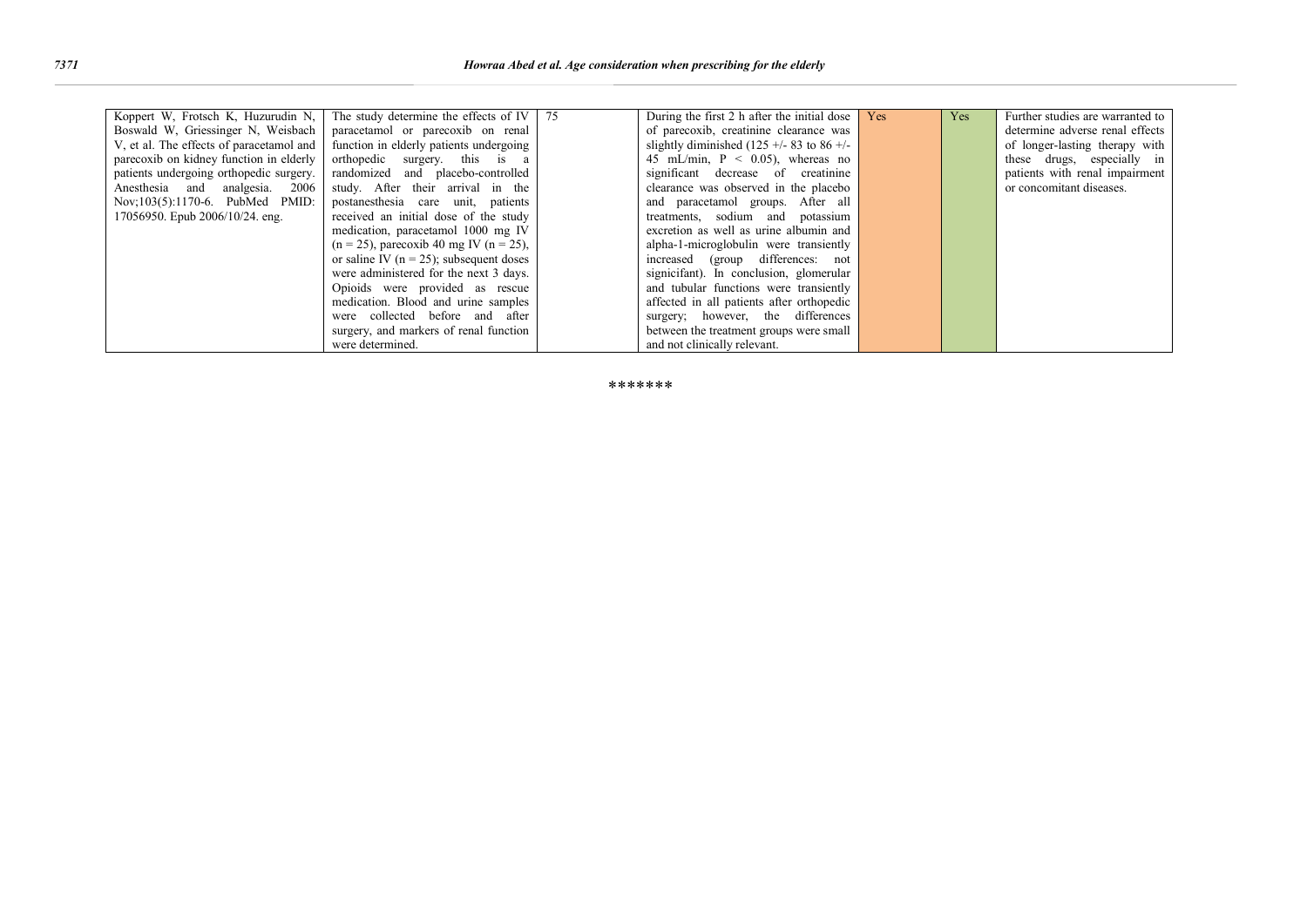| | | | | | | |
|---|---|---|---|---|---|---|
| Koppert W, Frotsch K, Huzurudin N, Boswald W, Griessinger N, Weisbach V, et al. The effects of paracetamol and parecoxib on kidney function in elderly patients undergoing orthopedic surgery. Anesthesia and analgesia. 2006 Nov;103(5):1170-6. PubMed PMID: 17056950. Epub 2006/10/24. eng. | The study determine the effects of IV paracetamol or parecoxib on renal function in elderly patients undergoing orthopedic surgery. this is a randomized and placebo-controlled study. After their arrival in the postanesthesia care unit, patients received an initial dose of the study medication, paracetamol 1000 mg IV (n = 25), parecoxib 40 mg IV (n = 25), or saline IV (n = 25); subsequent doses were administered for the next 3 days. Opioids were provided as rescue medication. Blood and urine samples were collected before and after surgery, and markers of renal function were determined. | 75 | During the first 2 h after the initial dose of parecoxib, creatinine clearance was slightly diminished (125 +/- 83 to 86 +/- 45 mL/min, P < 0.05), whereas no significant decrease of creatinine clearance was observed in the placebo and paracetamol groups. After all treatments, sodium and potassium excretion as well as urine albumin and alpha-1-microglobulin were transiently increased (group differences: not signicifant). In conclusion, glomerular and tubular functions were transiently affected in all patients after orthopedic surgery; however, the differences between the treatment groups were small and not clinically relevant. | Yes | Yes | Further studies are warranted to determine adverse renal effects of longer-lasting therapy with these drugs, especially in patients with renal impairment or concomitant diseases. |

*******